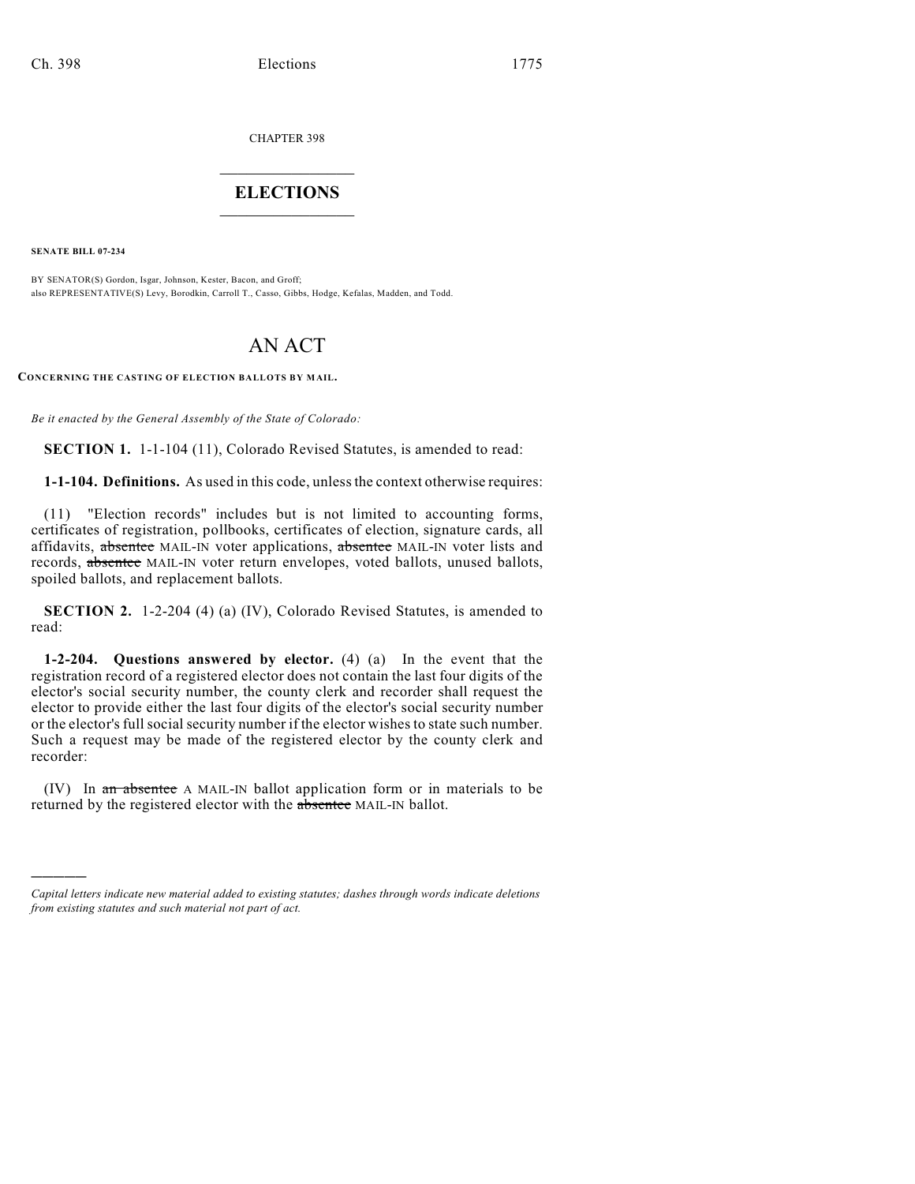CHAPTER 398

# ELECTIONS

**SENATE BILL 07-234**

BY SENATOR(S) Gordon, Isgar, Johnson, Kester, Bacon, and Groff;
also REPRESENTATIVE(S) Levy, Borodkin, Carroll T., Casso, Gibbs, Hodge, Kefalas, Madden, and Todd.

# AN ACT

**CONCERNING THE CASTING OF ELECTION BALLOTS BY MAIL.**

*Be it enacted by the General Assembly of the State of Colorado:*

**SECTION 1.** 1-1-104 (11), Colorado Revised Statutes, is amended to read:

**1-1-104. Definitions.** As used in this code, unless the context otherwise requires:

(11) "Election records" includes but is not limited to accounting forms, certificates of registration, pollbooks, certificates of election, signature cards, all affidavits, ~~absentee~~ MAIL-IN voter applications, ~~absentee~~ MAIL-IN voter lists and records, ~~absentee~~ MAIL-IN voter return envelopes, voted ballots, unused ballots, spoiled ballots, and replacement ballots.

**SECTION 2.** 1-2-204 (4) (a) (IV), Colorado Revised Statutes, is amended to read:

**1-2-204. Questions answered by elector.** (4) (a) In the event that the registration record of a registered elector does not contain the last four digits of the elector's social security number, the county clerk and recorder shall request the elector to provide either the last four digits of the elector's social security number or the elector's full social security number if the elector wishes to state such number. Such a request may be made of the registered elector by the county clerk and recorder:

(IV) In ~~an absentee~~ A MAIL-IN ballot application form or in materials to be returned by the registered elector with the ~~absentee~~ MAIL-IN ballot.

---

*Capital letters indicate new material added to existing statutes; dashes through words indicate deletions from existing statutes and such material not part of act.*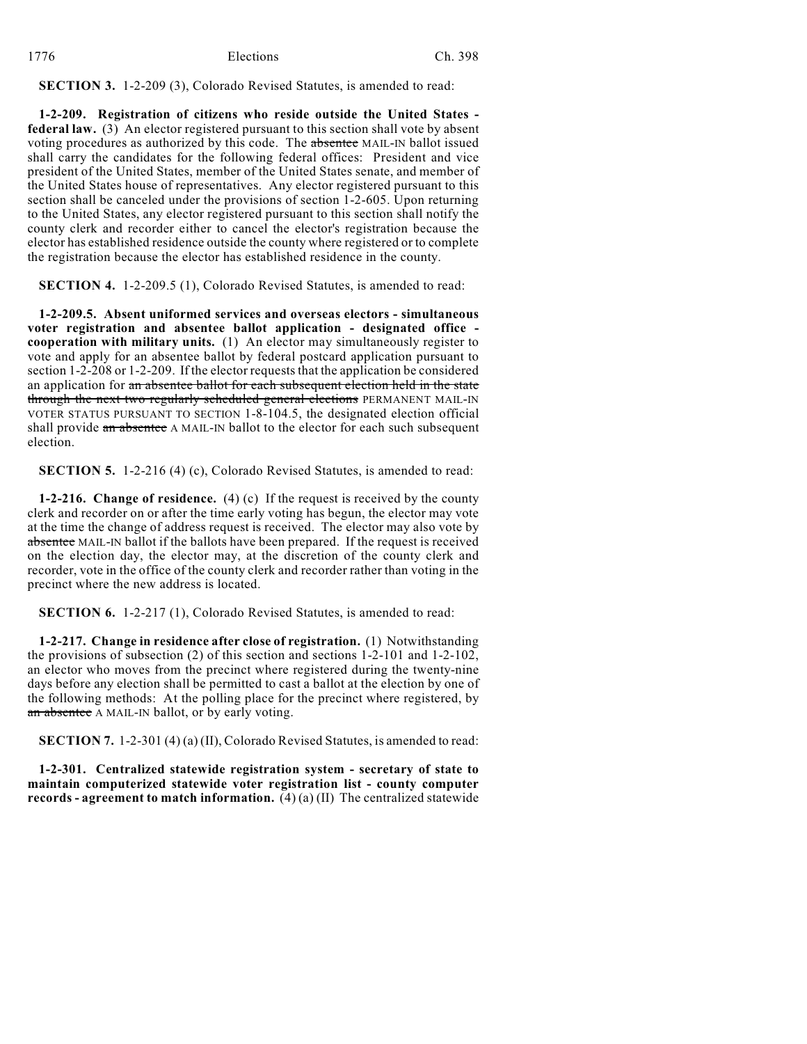**SECTION 3.** 1-2-209 (3), Colorado Revised Statutes, is amended to read:

**1-2-209. Registration of citizens who reside outside the United States - federal law.** (3) An elector registered pursuant to this section shall vote by absent voting procedures as authorized by this code. The ~~absentee~~ MAIL-IN ballot issued shall carry the candidates for the following federal offices: President and vice president of the United States, member of the United States senate, and member of the United States house of representatives. Any elector registered pursuant to this section shall be canceled under the provisions of section 1-2-605. Upon returning to the United States, any elector registered pursuant to this section shall notify the county clerk and recorder either to cancel the elector's registration because the elector has established residence outside the county where registered or to complete the registration because the elector has established residence in the county.

**SECTION 4.** 1-2-209.5 (1), Colorado Revised Statutes, is amended to read:

**1-2-209.5. Absent uniformed services and overseas electors - simultaneous voter registration and absentee ballot application - designated office - cooperation with military units.** (1) An elector may simultaneously register to vote and apply for an absentee ballot by federal postcard application pursuant to section 1-2-208 or 1-2-209. If the elector requests that the application be considered an application for ~~an absentee ballot for each subsequent election held in the state through the next two regularly scheduled general elections~~ PERMANENT MAIL-IN VOTER STATUS PURSUANT TO SECTION 1-8-104.5, the designated election official shall provide ~~an absentee~~ A MAIL-IN ballot to the elector for each such subsequent election.

**SECTION 5.** 1-2-216 (4) (c), Colorado Revised Statutes, is amended to read:

**1-2-216. Change of residence.** (4) (c) If the request is received by the county clerk and recorder on or after the time early voting has begun, the elector may vote at the time the change of address request is received. The elector may also vote by ~~absentee~~ MAIL-IN ballot if the ballots have been prepared. If the request is received on the election day, the elector may, at the discretion of the county clerk and recorder, vote in the office of the county clerk and recorder rather than voting in the precinct where the new address is located.

**SECTION 6.** 1-2-217 (1), Colorado Revised Statutes, is amended to read:

**1-2-217. Change in residence after close of registration.** (1) Notwithstanding the provisions of subsection (2) of this section and sections 1-2-101 and 1-2-102, an elector who moves from the precinct where registered during the twenty-nine days before any election shall be permitted to cast a ballot at the election by one of the following methods: At the polling place for the precinct where registered, by ~~an absentee~~ A MAIL-IN ballot, or by early voting.

**SECTION 7.** 1-2-301 (4) (a) (II), Colorado Revised Statutes, is amended to read:

**1-2-301. Centralized statewide registration system - secretary of state to maintain computerized statewide voter registration list - county computer records - agreement to match information.** (4) (a) (II) The centralized statewide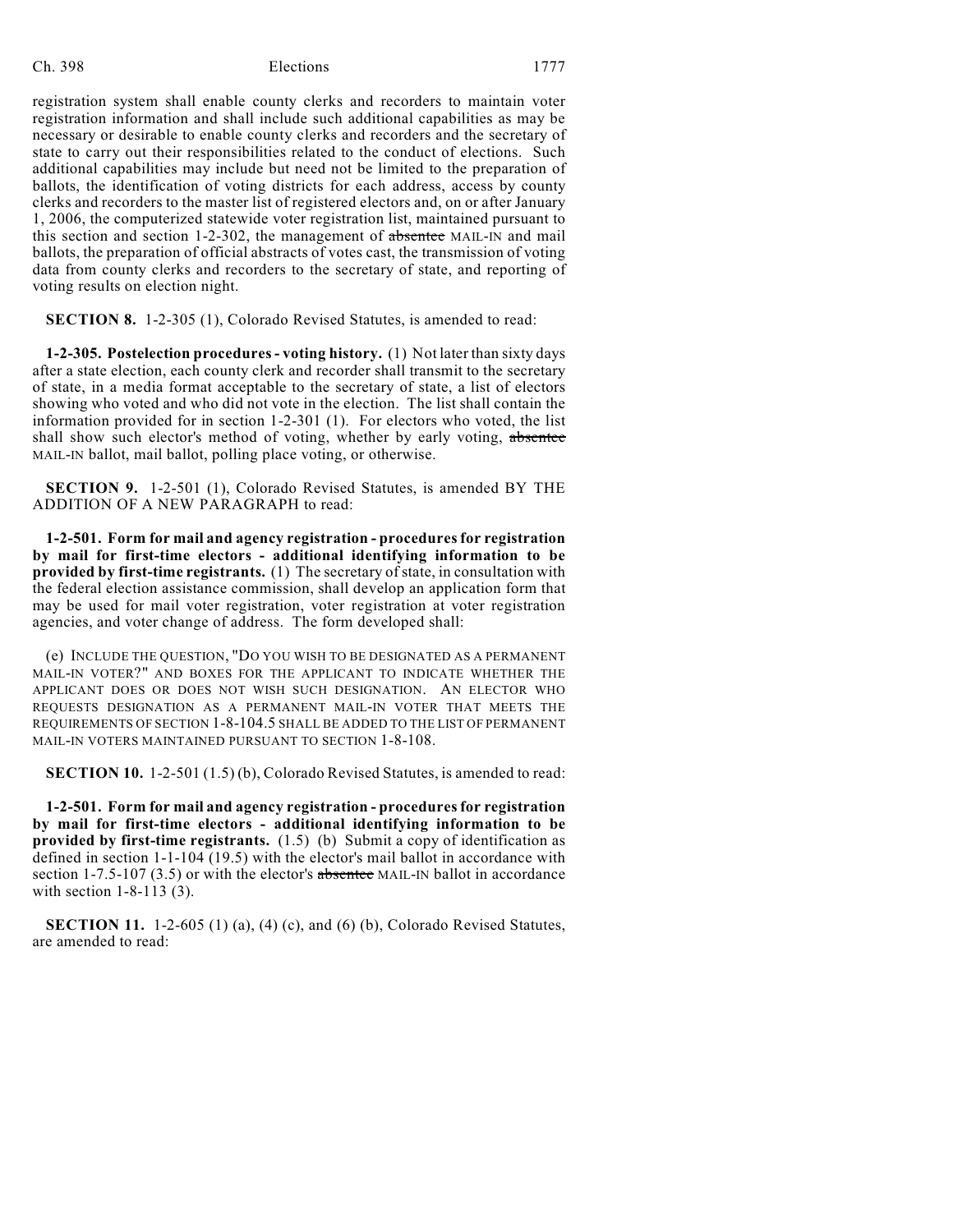registration system shall enable county clerks and recorders to maintain voter registration information and shall include such additional capabilities as may be necessary or desirable to enable county clerks and recorders and the secretary of state to carry out their responsibilities related to the conduct of elections. Such additional capabilities may include but need not be limited to the preparation of ballots, the identification of voting districts for each address, access by county clerks and recorders to the master list of registered electors and, on or after January 1, 2006, the computerized statewide voter registration list, maintained pursuant to this section and section 1-2-302, the management of ~~absentee~~ MAIL-IN and mail ballots, the preparation of official abstracts of votes cast, the transmission of voting data from county clerks and recorders to the secretary of state, and reporting of voting results on election night.

**SECTION 8.** 1-2-305 (1), Colorado Revised Statutes, is amended to read:

**1-2-305. Postelection procedures - voting history.** (1) Not later than sixty days after a state election, each county clerk and recorder shall transmit to the secretary of state, in a media format acceptable to the secretary of state, a list of electors showing who voted and who did not vote in the election. The list shall contain the information provided for in section 1-2-301 (1). For electors who voted, the list shall show such elector's method of voting, whether by early voting, ~~absentee~~ MAIL-IN ballot, mail ballot, polling place voting, or otherwise.

**SECTION 9.** 1-2-501 (1), Colorado Revised Statutes, is amended BY THE ADDITION OF A NEW PARAGRAPH to read:

**1-2-501. Form for mail and agency registration - procedures for registration by mail for first-time electors - additional identifying information to be provided by first-time registrants.** (1) The secretary of state, in consultation with the federal election assistance commission, shall develop an application form that may be used for mail voter registration, voter registration at voter registration agencies, and voter change of address. The form developed shall:

(e) INCLUDE THE QUESTION, "DO YOU WISH TO BE DESIGNATED AS A PERMANENT MAIL-IN VOTER?" AND BOXES FOR THE APPLICANT TO INDICATE WHETHER THE APPLICANT DOES OR DOES NOT WISH SUCH DESIGNATION. AN ELECTOR WHO REQUESTS DESIGNATION AS A PERMANENT MAIL-IN VOTER THAT MEETS THE REQUIREMENTS OF SECTION 1-8-104.5 SHALL BE ADDED TO THE LIST OF PERMANENT MAIL-IN VOTERS MAINTAINED PURSUANT TO SECTION 1-8-108.

**SECTION 10.** 1-2-501 (1.5) (b), Colorado Revised Statutes, is amended to read:

**1-2-501. Form for mail and agency registration - procedures for registration by mail for first-time electors - additional identifying information to be provided by first-time registrants.** (1.5) (b) Submit a copy of identification as defined in section 1-1-104 (19.5) with the elector's mail ballot in accordance with section 1-7.5-107 (3.5) or with the elector's ~~absentee~~ MAIL-IN ballot in accordance with section 1-8-113 (3).

**SECTION 11.** 1-2-605 (1) (a), (4) (c), and (6) (b), Colorado Revised Statutes, are amended to read: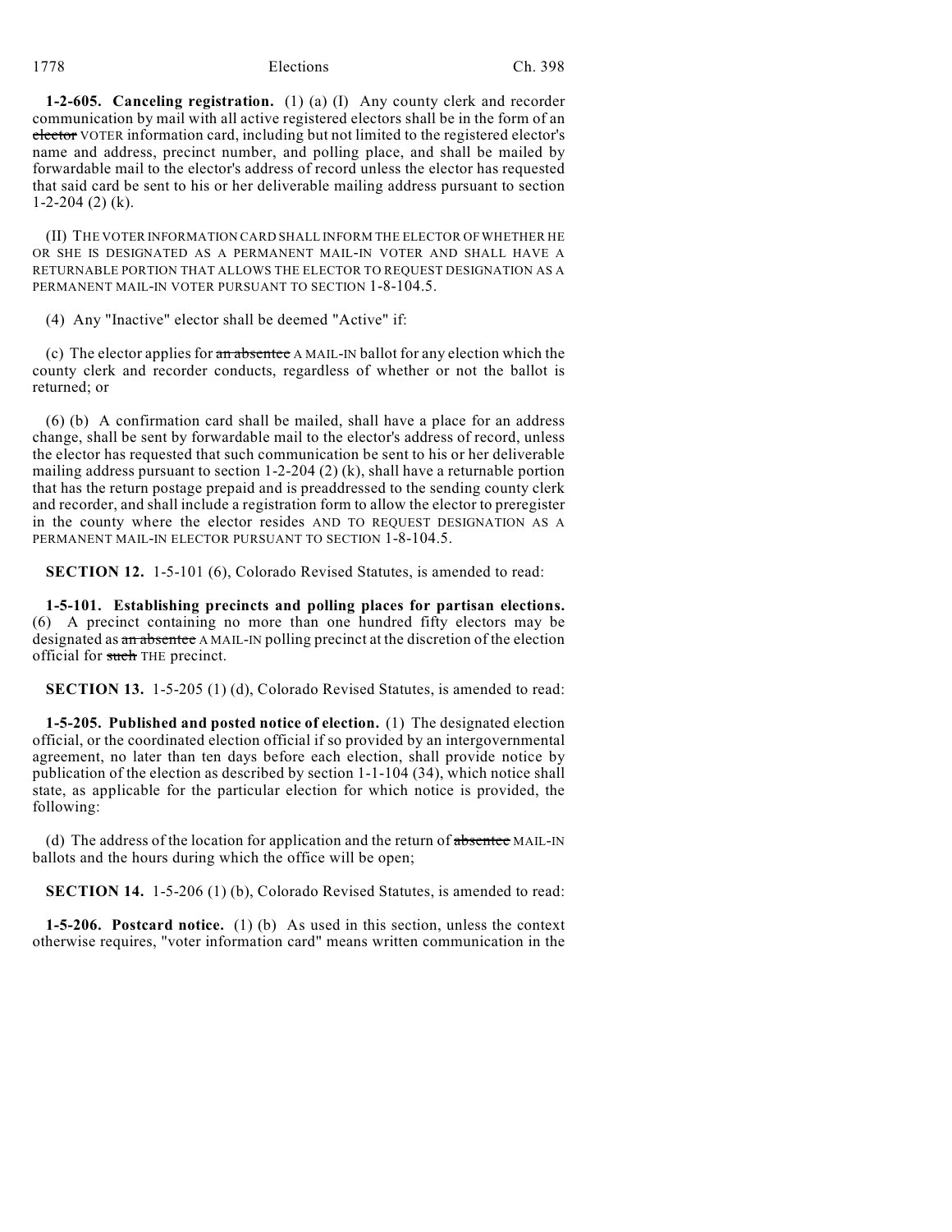**1-2-605. Canceling registration.** (1) (a) (I) Any county clerk and recorder communication by mail with all active registered electors shall be in the form of an ~~elector~~ VOTER information card, including but not limited to the registered elector's name and address, precinct number, and polling place, and shall be mailed by forwardable mail to the elector's address of record unless the elector has requested that said card be sent to his or her deliverable mailing address pursuant to section 1-2-204 (2) (k).

(II) THE VOTER INFORMATION CARD SHALL INFORM THE ELECTOR OF WHETHER HE OR SHE IS DESIGNATED AS A PERMANENT MAIL-IN VOTER AND SHALL HAVE A RETURNABLE PORTION THAT ALLOWS THE ELECTOR TO REQUEST DESIGNATION AS A PERMANENT MAIL-IN VOTER PURSUANT TO SECTION 1-8-104.5.

(4) Any "Inactive" elector shall be deemed "Active" if:

(c) The elector applies for ~~an absentee~~ A MAIL-IN ballot for any election which the county clerk and recorder conducts, regardless of whether or not the ballot is returned; or

(6) (b) A confirmation card shall be mailed, shall have a place for an address change, shall be sent by forwardable mail to the elector's address of record, unless the elector has requested that such communication be sent to his or her deliverable mailing address pursuant to section 1-2-204 (2) (k), shall have a returnable portion that has the return postage prepaid and is preaddressed to the sending county clerk and recorder, and shall include a registration form to allow the elector to preregister in the county where the elector resides AND TO REQUEST DESIGNATION AS A PERMANENT MAIL-IN ELECTOR PURSUANT TO SECTION 1-8-104.5.

**SECTION 12.** 1-5-101 (6), Colorado Revised Statutes, is amended to read:

**1-5-101. Establishing precincts and polling places for partisan elections.** (6) A precinct containing no more than one hundred fifty electors may be designated as ~~an absentee~~ A MAIL-IN polling precinct at the discretion of the election official for ~~such~~ THE precinct.

**SECTION 13.** 1-5-205 (1) (d), Colorado Revised Statutes, is amended to read:

**1-5-205. Published and posted notice of election.** (1) The designated election official, or the coordinated election official if so provided by an intergovernmental agreement, no later than ten days before each election, shall provide notice by publication of the election as described by section 1-1-104 (34), which notice shall state, as applicable for the particular election for which notice is provided, the following:

(d) The address of the location for application and the return of ~~absentee~~ MAIL-IN ballots and the hours during which the office will be open;

**SECTION 14.** 1-5-206 (1) (b), Colorado Revised Statutes, is amended to read:

**1-5-206. Postcard notice.** (1) (b) As used in this section, unless the context otherwise requires, "voter information card" means written communication in the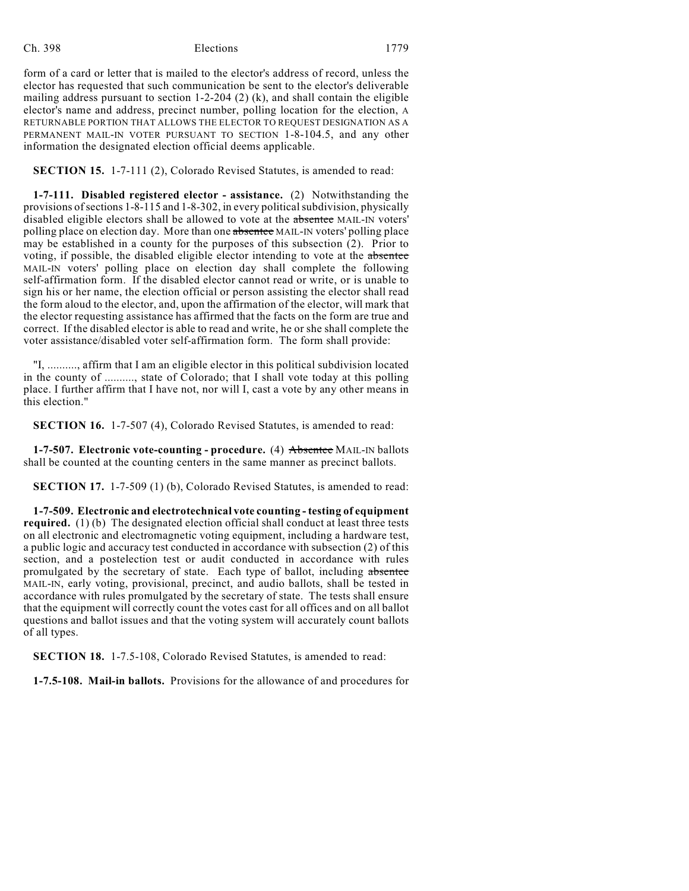form of a card or letter that is mailed to the elector's address of record, unless the elector has requested that such communication be sent to the elector's deliverable mailing address pursuant to section 1-2-204 (2) (k), and shall contain the eligible elector's name and address, precinct number, polling location for the election, A RETURNABLE PORTION THAT ALLOWS THE ELECTOR TO REQUEST DESIGNATION AS A PERMANENT MAIL-IN VOTER PURSUANT TO SECTION 1-8-104.5, and any other information the designated election official deems applicable.

**SECTION 15.** 1-7-111 (2), Colorado Revised Statutes, is amended to read:

**1-7-111. Disabled registered elector - assistance.** (2) Notwithstanding the provisions of sections 1-8-115 and 1-8-302, in every political subdivision, physically disabled eligible electors shall be allowed to vote at the ~~absentee~~ MAIL-IN voters' polling place on election day. More than one ~~absentee~~ MAIL-IN voters' polling place may be established in a county for the purposes of this subsection (2). Prior to voting, if possible, the disabled eligible elector intending to vote at the ~~absentee~~ MAIL-IN voters' polling place on election day shall complete the following self-affirmation form. If the disabled elector cannot read or write, or is unable to sign his or her name, the election official or person assisting the elector shall read the form aloud to the elector, and, upon the affirmation of the elector, will mark that the elector requesting assistance has affirmed that the facts on the form are true and correct. If the disabled elector is able to read and write, he or she shall complete the voter assistance/disabled voter self-affirmation form. The form shall provide:

"I, .........., affirm that I am an eligible elector in this political subdivision located in the county of .........., state of Colorado; that I shall vote today at this polling place. I further affirm that I have not, nor will I, cast a vote by any other means in this election."

**SECTION 16.** 1-7-507 (4), Colorado Revised Statutes, is amended to read:

**1-7-507. Electronic vote-counting - procedure.** (4) ~~Absentee~~ MAIL-IN ballots shall be counted at the counting centers in the same manner as precinct ballots.

**SECTION 17.** 1-7-509 (1) (b), Colorado Revised Statutes, is amended to read:

**1-7-509. Electronic and electrotechnical vote counting - testing of equipment required.** (1) (b) The designated election official shall conduct at least three tests on all electronic and electromagnetic voting equipment, including a hardware test, a public logic and accuracy test conducted in accordance with subsection (2) of this section, and a postelection test or audit conducted in accordance with rules promulgated by the secretary of state. Each type of ballot, including ~~absentee~~ MAIL-IN, early voting, provisional, precinct, and audio ballots, shall be tested in accordance with rules promulgated by the secretary of state. The tests shall ensure that the equipment will correctly count the votes cast for all offices and on all ballot questions and ballot issues and that the voting system will accurately count ballots of all types.

**SECTION 18.** 1-7.5-108, Colorado Revised Statutes, is amended to read:

**1-7.5-108. Mail-in ballots.** Provisions for the allowance of and procedures for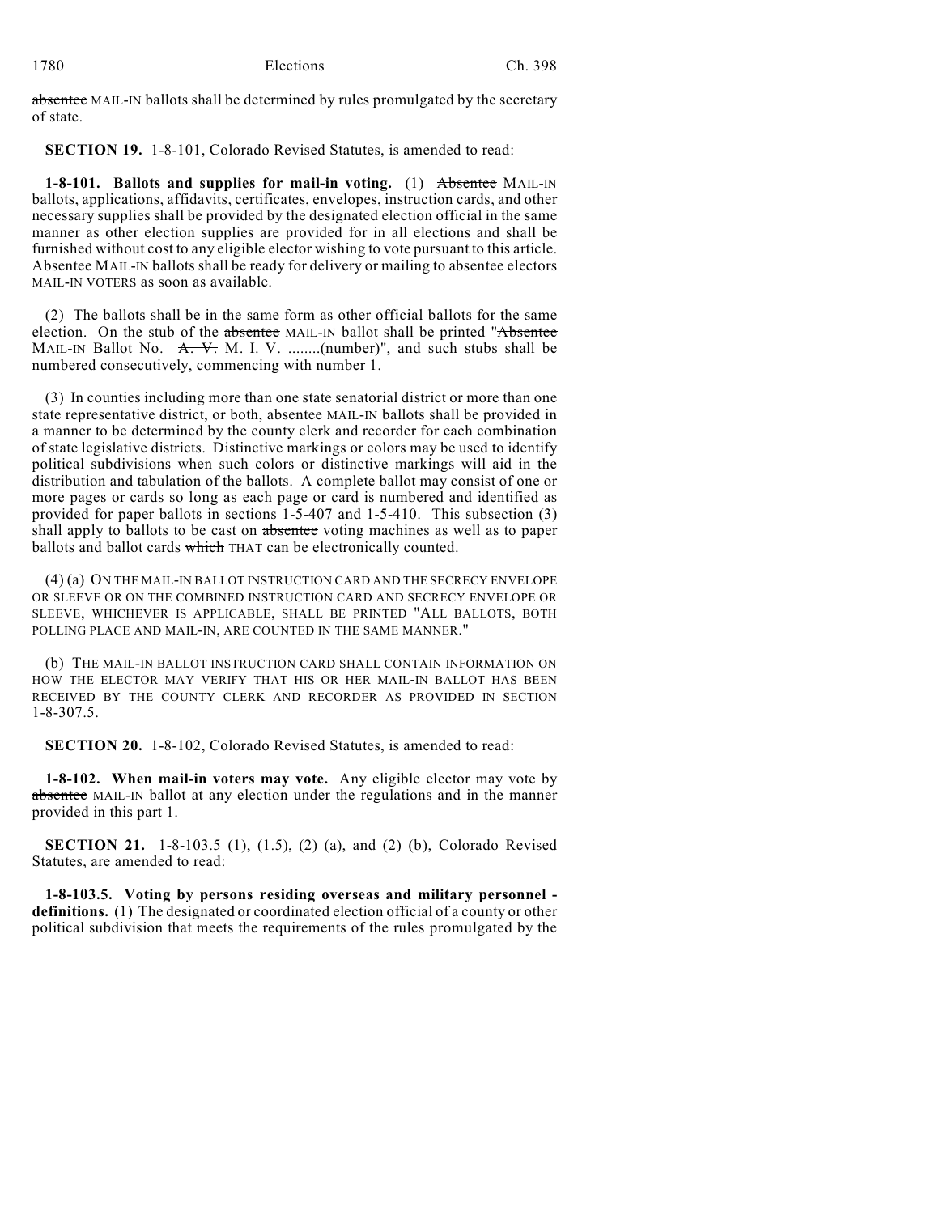~~absentee~~ MAIL-IN ballots shall be determined by rules promulgated by the secretary of state.

**SECTION 19.** 1-8-101, Colorado Revised Statutes, is amended to read:

**1-8-101. Ballots and supplies for mail-in voting.** (1) ~~Absentee~~ MAIL-IN ballots, applications, affidavits, certificates, envelopes, instruction cards, and other necessary supplies shall be provided by the designated election official in the same manner as other election supplies are provided for in all elections and shall be furnished without cost to any eligible elector wishing to vote pursuant to this article. ~~Absentee~~ MAIL-IN ballots shall be ready for delivery or mailing to ~~absentee electors~~ MAIL-IN VOTERS as soon as available.

(2) The ballots shall be in the same form as other official ballots for the same election. On the stub of the ~~absentee~~ MAIL-IN ballot shall be printed "~~Absentee~~ MAIL-IN Ballot No. ~~A. V.~~ M. I. V. ........(number)", and such stubs shall be numbered consecutively, commencing with number 1.

(3) In counties including more than one state senatorial district or more than one state representative district, or both, ~~absentee~~ MAIL-IN ballots shall be provided in a manner to be determined by the county clerk and recorder for each combination of state legislative districts. Distinctive markings or colors may be used to identify political subdivisions when such colors or distinctive markings will aid in the distribution and tabulation of the ballots. A complete ballot may consist of one or more pages or cards so long as each page or card is numbered and identified as provided for paper ballots in sections 1-5-407 and 1-5-410. This subsection (3) shall apply to ballots to be cast on ~~absentee~~ voting machines as well as to paper ballots and ballot cards ~~which~~ THAT can be electronically counted.

(4) (a) ON THE MAIL-IN BALLOT INSTRUCTION CARD AND THE SECRECY ENVELOPE OR SLEEVE OR ON THE COMBINED INSTRUCTION CARD AND SECRECY ENVELOPE OR SLEEVE, WHICHEVER IS APPLICABLE, SHALL BE PRINTED "ALL BALLOTS, BOTH POLLING PLACE AND MAIL-IN, ARE COUNTED IN THE SAME MANNER."

(b) THE MAIL-IN BALLOT INSTRUCTION CARD SHALL CONTAIN INFORMATION ON HOW THE ELECTOR MAY VERIFY THAT HIS OR HER MAIL-IN BALLOT HAS BEEN RECEIVED BY THE COUNTY CLERK AND RECORDER AS PROVIDED IN SECTION 1-8-307.5.

**SECTION 20.** 1-8-102, Colorado Revised Statutes, is amended to read:

**1-8-102. When mail-in voters may vote.** Any eligible elector may vote by ~~absentee~~ MAIL-IN ballot at any election under the regulations and in the manner provided in this part 1.

**SECTION 21.** 1-8-103.5 (1), (1.5), (2) (a), and (2) (b), Colorado Revised Statutes, are amended to read:

**1-8-103.5. Voting by persons residing overseas and military personnel - definitions.** (1) The designated or coordinated election official of a county or other political subdivision that meets the requirements of the rules promulgated by the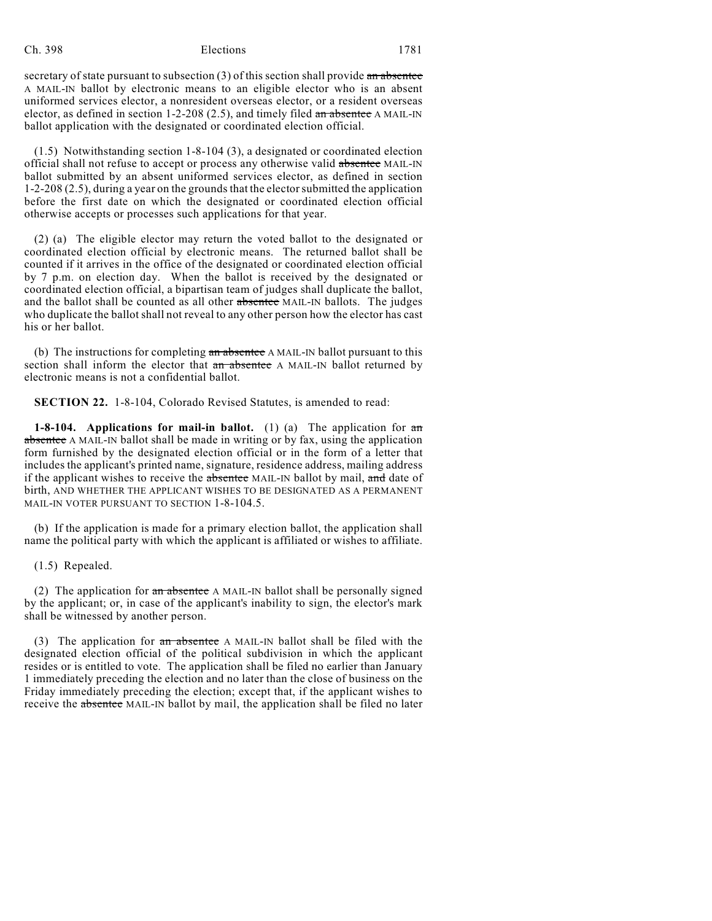secretary of state pursuant to subsection (3) of this section shall provide ~~an absentee~~ A MAIL-IN ballot by electronic means to an eligible elector who is an absent uniformed services elector, a nonresident overseas elector, or a resident overseas elector, as defined in section 1-2-208 (2.5), and timely filed ~~an absentee~~ A MAIL-IN ballot application with the designated or coordinated election official.

(1.5) Notwithstanding section 1-8-104 (3), a designated or coordinated election official shall not refuse to accept or process any otherwise valid ~~absentee~~ MAIL-IN ballot submitted by an absent uniformed services elector, as defined in section 1-2-208 (2.5), during a year on the grounds that the elector submitted the application before the first date on which the designated or coordinated election official otherwise accepts or processes such applications for that year.

(2) (a) The eligible elector may return the voted ballot to the designated or coordinated election official by electronic means. The returned ballot shall be counted if it arrives in the office of the designated or coordinated election official by 7 p.m. on election day. When the ballot is received by the designated or coordinated election official, a bipartisan team of judges shall duplicate the ballot, and the ballot shall be counted as all other ~~absentee~~ MAIL-IN ballots. The judges who duplicate the ballot shall not reveal to any other person how the elector has cast his or her ballot.

(b) The instructions for completing ~~an absentee~~ A MAIL-IN ballot pursuant to this section shall inform the elector that ~~an absentee~~ A MAIL-IN ballot returned by electronic means is not a confidential ballot.

**SECTION 22.** 1-8-104, Colorado Revised Statutes, is amended to read:

**1-8-104. Applications for mail-in ballot.** (1) (a) The application for ~~an absentee~~ A MAIL-IN ballot shall be made in writing or by fax, using the application form furnished by the designated election official or in the form of a letter that includes the applicant's printed name, signature, residence address, mailing address if the applicant wishes to receive the ~~absentee~~ MAIL-IN ballot by mail, ~~and~~ date of birth, AND WHETHER THE APPLICANT WISHES TO BE DESIGNATED AS A PERMANENT MAIL-IN VOTER PURSUANT TO SECTION 1-8-104.5.

(b) If the application is made for a primary election ballot, the application shall name the political party with which the applicant is affiliated or wishes to affiliate.

(1.5) Repealed.

(2) The application for ~~an absentee~~ A MAIL-IN ballot shall be personally signed by the applicant; or, in case of the applicant's inability to sign, the elector's mark shall be witnessed by another person.

(3) The application for ~~an absentee~~ A MAIL-IN ballot shall be filed with the designated election official of the political subdivision in which the applicant resides or is entitled to vote. The application shall be filed no earlier than January 1 immediately preceding the election and no later than the close of business on the Friday immediately preceding the election; except that, if the applicant wishes to receive the ~~absentee~~ MAIL-IN ballot by mail, the application shall be filed no later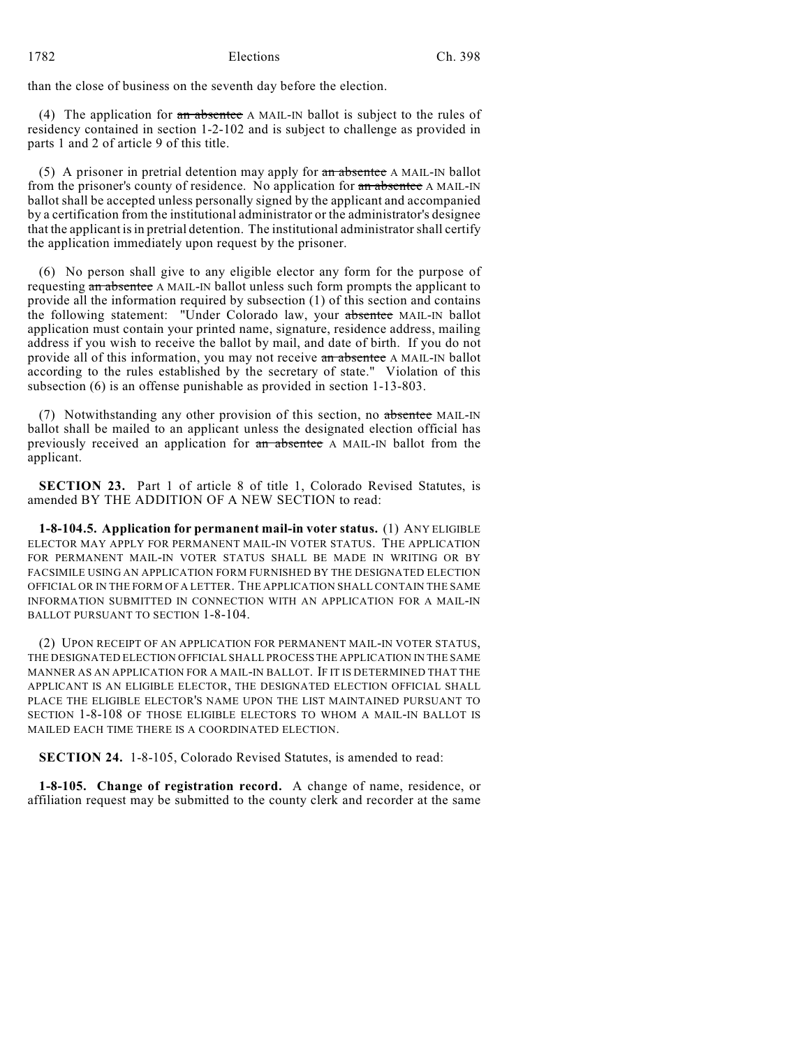than the close of business on the seventh day before the election.

(4) The application for ~~an absentee~~ A MAIL-IN ballot is subject to the rules of residency contained in section 1-2-102 and is subject to challenge as provided in parts 1 and 2 of article 9 of this title.

(5) A prisoner in pretrial detention may apply for ~~an absentee~~ A MAIL-IN ballot from the prisoner's county of residence. No application for ~~an absentee~~ A MAIL-IN ballot shall be accepted unless personally signed by the applicant and accompanied by a certification from the institutional administrator or the administrator's designee that the applicant is in pretrial detention. The institutional administrator shall certify the application immediately upon request by the prisoner.

(6) No person shall give to any eligible elector any form for the purpose of requesting ~~an absentee~~ A MAIL-IN ballot unless such form prompts the applicant to provide all the information required by subsection (1) of this section and contains the following statement: "Under Colorado law, your ~~absentee~~ MAIL-IN ballot application must contain your printed name, signature, residence address, mailing address if you wish to receive the ballot by mail, and date of birth. If you do not provide all of this information, you may not receive ~~an absentee~~ A MAIL-IN ballot according to the rules established by the secretary of state." Violation of this subsection (6) is an offense punishable as provided in section 1-13-803.

(7) Notwithstanding any other provision of this section, no ~~absentee~~ MAIL-IN ballot shall be mailed to an applicant unless the designated election official has previously received an application for ~~an absentee~~ A MAIL-IN ballot from the applicant.

**SECTION 23.** Part 1 of article 8 of title 1, Colorado Revised Statutes, is amended BY THE ADDITION OF A NEW SECTION to read:

**1-8-104.5. Application for permanent mail-in voter status.** (1) ANY ELIGIBLE ELECTOR MAY APPLY FOR PERMANENT MAIL-IN VOTER STATUS. THE APPLICATION FOR PERMANENT MAIL-IN VOTER STATUS SHALL BE MADE IN WRITING OR BY FACSIMILE USING AN APPLICATION FORM FURNISHED BY THE DESIGNATED ELECTION OFFICIAL OR IN THE FORM OF A LETTER. THE APPLICATION SHALL CONTAIN THE SAME INFORMATION SUBMITTED IN CONNECTION WITH AN APPLICATION FOR A MAIL-IN BALLOT PURSUANT TO SECTION 1-8-104.

(2) UPON RECEIPT OF AN APPLICATION FOR PERMANENT MAIL-IN VOTER STATUS, THE DESIGNATED ELECTION OFFICIAL SHALL PROCESS THE APPLICATION IN THE SAME MANNER AS AN APPLICATION FOR A MAIL-IN BALLOT. IF IT IS DETERMINED THAT THE APPLICANT IS AN ELIGIBLE ELECTOR, THE DESIGNATED ELECTION OFFICIAL SHALL PLACE THE ELIGIBLE ELECTOR'S NAME UPON THE LIST MAINTAINED PURSUANT TO SECTION 1-8-108 OF THOSE ELIGIBLE ELECTORS TO WHOM A MAIL-IN BALLOT IS MAILED EACH TIME THERE IS A COORDINATED ELECTION.

**SECTION 24.** 1-8-105, Colorado Revised Statutes, is amended to read:

**1-8-105. Change of registration record.** A change of name, residence, or affiliation request may be submitted to the county clerk and recorder at the same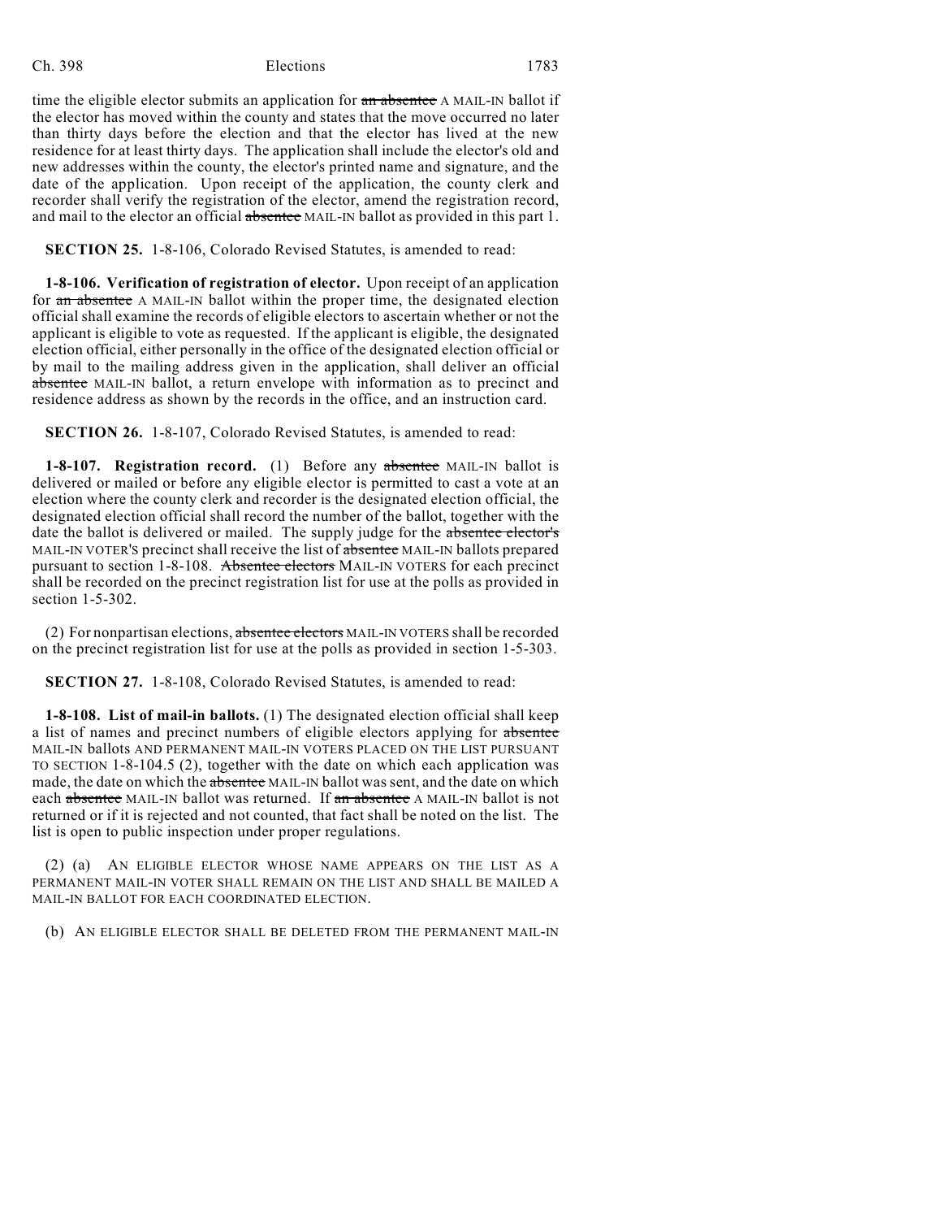time the eligible elector submits an application for ~~an absentee~~ A MAIL-IN ballot if the elector has moved within the county and states that the move occurred no later than thirty days before the election and that the elector has lived at the new residence for at least thirty days. The application shall include the elector's old and new addresses within the county, the elector's printed name and signature, and the date of the application. Upon receipt of the application, the county clerk and recorder shall verify the registration of the elector, amend the registration record, and mail to the elector an official ~~absentee~~ MAIL-IN ballot as provided in this part 1.

**SECTION 25.** 1-8-106, Colorado Revised Statutes, is amended to read:

**1-8-106. Verification of registration of elector.** Upon receipt of an application for ~~an absentee~~ A MAIL-IN ballot within the proper time, the designated election official shall examine the records of eligible electors to ascertain whether or not the applicant is eligible to vote as requested. If the applicant is eligible, the designated election official, either personally in the office of the designated election official or by mail to the mailing address given in the application, shall deliver an official ~~absentee~~ MAIL-IN ballot, a return envelope with information as to precinct and residence address as shown by the records in the office, and an instruction card.

**SECTION 26.** 1-8-107, Colorado Revised Statutes, is amended to read:

**1-8-107. Registration record.** (1) Before any ~~absentee~~ MAIL-IN ballot is delivered or mailed or before any eligible elector is permitted to cast a vote at an election where the county clerk and recorder is the designated election official, the designated election official shall record the number of the ballot, together with the date the ballot is delivered or mailed. The supply judge for the ~~absentee elector's~~ MAIL-IN VOTER'S precinct shall receive the list of ~~absentee~~ MAIL-IN ballots prepared pursuant to section 1-8-108. ~~Absentee electors~~ MAIL-IN VOTERS for each precinct shall be recorded on the precinct registration list for use at the polls as provided in section 1-5-302.

(2) For nonpartisan elections, ~~absentee electors~~ MAIL-IN VOTERS shall be recorded on the precinct registration list for use at the polls as provided in section 1-5-303.

**SECTION 27.** 1-8-108, Colorado Revised Statutes, is amended to read:

**1-8-108. List of mail-in ballots.** (1) The designated election official shall keep a list of names and precinct numbers of eligible electors applying for ~~absentee~~ MAIL-IN ballots AND PERMANENT MAIL-IN VOTERS PLACED ON THE LIST PURSUANT TO SECTION 1-8-104.5 (2), together with the date on which each application was made, the date on which the ~~absentee~~ MAIL-IN ballot was sent, and the date on which each ~~absentee~~ MAIL-IN ballot was returned. If ~~an absentee~~ A MAIL-IN ballot is not returned or if it is rejected and not counted, that fact shall be noted on the list. The list is open to public inspection under proper regulations.

(2) (a) AN ELIGIBLE ELECTOR WHOSE NAME APPEARS ON THE LIST AS A PERMANENT MAIL-IN VOTER SHALL REMAIN ON THE LIST AND SHALL BE MAILED A MAIL-IN BALLOT FOR EACH COORDINATED ELECTION.

(b) AN ELIGIBLE ELECTOR SHALL BE DELETED FROM THE PERMANENT MAIL-IN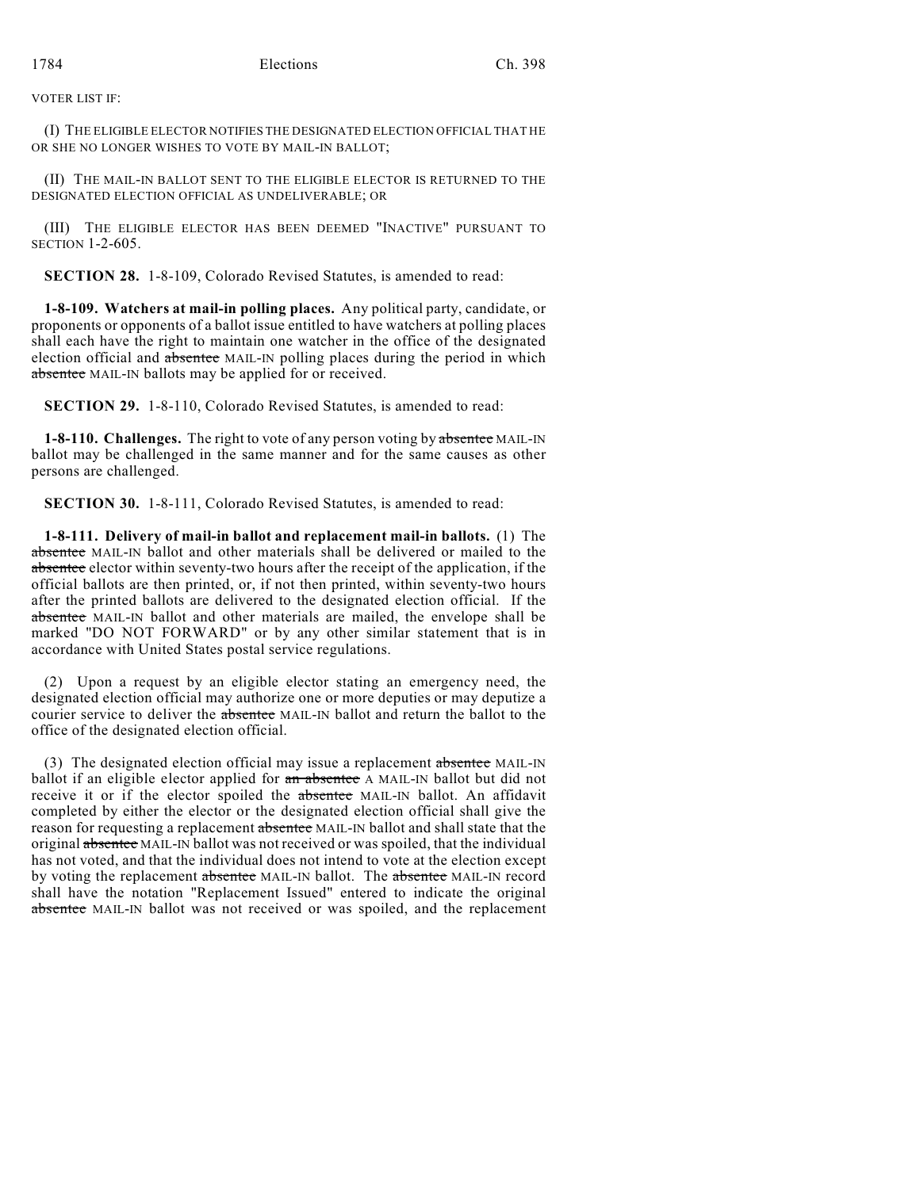VOTER LIST IF:

(I) THE ELIGIBLE ELECTOR NOTIFIES THE DESIGNATED ELECTION OFFICIAL THAT HE OR SHE NO LONGER WISHES TO VOTE BY MAIL-IN BALLOT;

(II) THE MAIL-IN BALLOT SENT TO THE ELIGIBLE ELECTOR IS RETURNED TO THE DESIGNATED ELECTION OFFICIAL AS UNDELIVERABLE; OR

(III) THE ELIGIBLE ELECTOR HAS BEEN DEEMED "INACTIVE" PURSUANT TO SECTION 1-2-605.

**SECTION 28.** 1-8-109, Colorado Revised Statutes, is amended to read:

**1-8-109. Watchers at mail-in polling places.** Any political party, candidate, or proponents or opponents of a ballot issue entitled to have watchers at polling places shall each have the right to maintain one watcher in the office of the designated election official and ~~absentee~~ MAIL-IN polling places during the period in which ~~absentee~~ MAIL-IN ballots may be applied for or received.

**SECTION 29.** 1-8-110, Colorado Revised Statutes, is amended to read:

**1-8-110. Challenges.** The right to vote of any person voting by ~~absentee~~ MAIL-IN ballot may be challenged in the same manner and for the same causes as other persons are challenged.

**SECTION 30.** 1-8-111, Colorado Revised Statutes, is amended to read:

**1-8-111. Delivery of mail-in ballot and replacement mail-in ballots.** (1) The ~~absentee~~ MAIL-IN ballot and other materials shall be delivered or mailed to the ~~absentee~~ elector within seventy-two hours after the receipt of the application, if the official ballots are then printed, or, if not then printed, within seventy-two hours after the printed ballots are delivered to the designated election official. If the ~~absentee~~ MAIL-IN ballot and other materials are mailed, the envelope shall be marked "DO NOT FORWARD" or by any other similar statement that is in accordance with United States postal service regulations.

(2) Upon a request by an eligible elector stating an emergency need, the designated election official may authorize one or more deputies or may deputize a courier service to deliver the ~~absentee~~ MAIL-IN ballot and return the ballot to the office of the designated election official.

(3) The designated election official may issue a replacement ~~absentee~~ MAIL-IN ballot if an eligible elector applied for ~~an absentee~~ A MAIL-IN ballot but did not receive it or if the elector spoiled the ~~absentee~~ MAIL-IN ballot. An affidavit completed by either the elector or the designated election official shall give the reason for requesting a replacement ~~absentee~~ MAIL-IN ballot and shall state that the original ~~absentee~~ MAIL-IN ballot was not received or was spoiled, that the individual has not voted, and that the individual does not intend to vote at the election except by voting the replacement ~~absentee~~ MAIL-IN ballot. The ~~absentee~~ MAIL-IN record shall have the notation "Replacement Issued" entered to indicate the original ~~absentee~~ MAIL-IN ballot was not received or was spoiled, and the replacement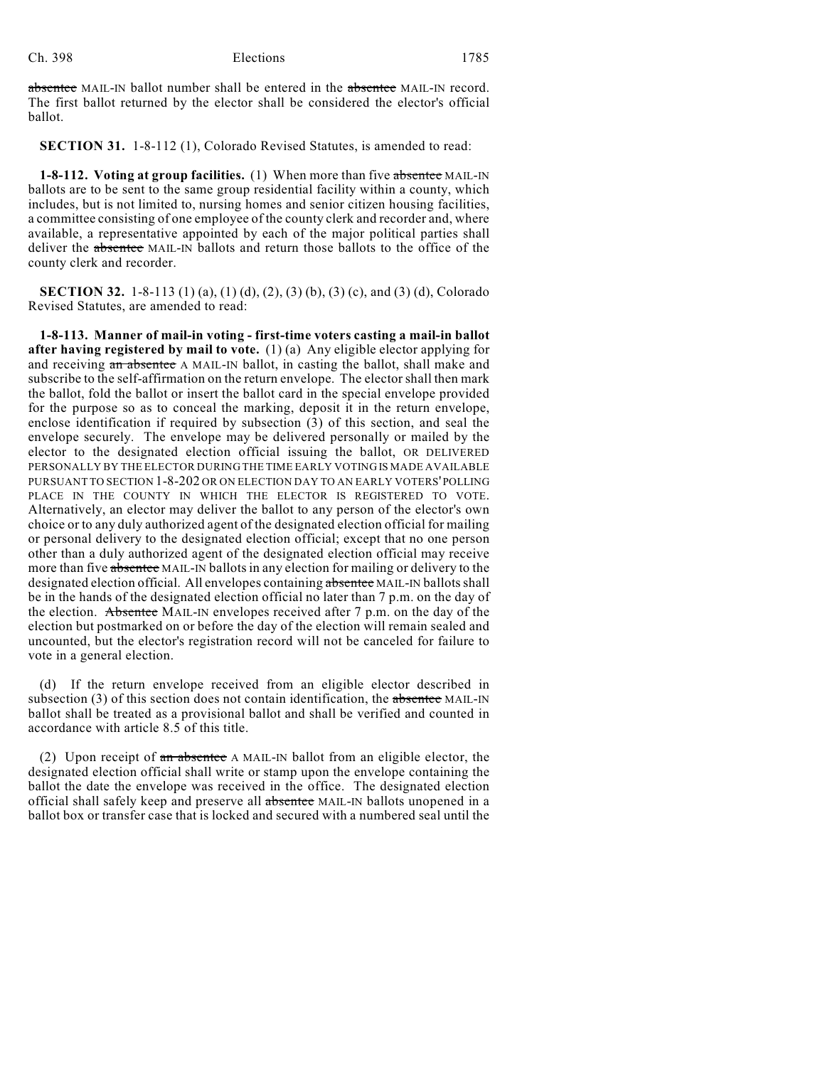~~absentee~~ MAIL-IN ballot number shall be entered in the ~~absentee~~ MAIL-IN record. The first ballot returned by the elector shall be considered the elector's official ballot.

**SECTION 31.** 1-8-112 (1), Colorado Revised Statutes, is amended to read:

**1-8-112. Voting at group facilities.** (1) When more than five ~~absentee~~ MAIL-IN ballots are to be sent to the same group residential facility within a county, which includes, but is not limited to, nursing homes and senior citizen housing facilities, a committee consisting of one employee of the county clerk and recorder and, where available, a representative appointed by each of the major political parties shall deliver the ~~absentee~~ MAIL-IN ballots and return those ballots to the office of the county clerk and recorder.

**SECTION 32.** 1-8-113 (1) (a), (1) (d), (2), (3) (b), (3) (c), and (3) (d), Colorado Revised Statutes, are amended to read:

**1-8-113. Manner of mail-in voting - first-time voters casting a mail-in ballot after having registered by mail to vote.** (1) (a) Any eligible elector applying for and receiving ~~an absentee~~ A MAIL-IN ballot, in casting the ballot, shall make and subscribe to the self-affirmation on the return envelope. The elector shall then mark the ballot, fold the ballot or insert the ballot card in the special envelope provided for the purpose so as to conceal the marking, deposit it in the return envelope, enclose identification if required by subsection (3) of this section, and seal the envelope securely. The envelope may be delivered personally or mailed by the elector to the designated election official issuing the ballot, OR DELIVERED PERSONALLY BY THE ELECTOR DURING THE TIME EARLY VOTING IS MADE AVAILABLE PURSUANT TO SECTION 1-8-202 OR ON ELECTION DAY TO AN EARLY VOTERS' POLLING PLACE IN THE COUNTY IN WHICH THE ELECTOR IS REGISTERED TO VOTE. Alternatively, an elector may deliver the ballot to any person of the elector's own choice or to any duly authorized agent of the designated election official for mailing or personal delivery to the designated election official; except that no one person other than a duly authorized agent of the designated election official may receive more than five ~~absentee~~ MAIL-IN ballots in any election for mailing or delivery to the designated election official. All envelopes containing ~~absentee~~ MAIL-IN ballots shall be in the hands of the designated election official no later than 7 p.m. on the day of the election. ~~Absentee~~ MAIL-IN envelopes received after 7 p.m. on the day of the election but postmarked on or before the day of the election will remain sealed and uncounted, but the elector's registration record will not be canceled for failure to vote in a general election.

(d) If the return envelope received from an eligible elector described in subsection (3) of this section does not contain identification, the ~~absentee~~ MAIL-IN ballot shall be treated as a provisional ballot and shall be verified and counted in accordance with article 8.5 of this title.

(2) Upon receipt of ~~an absentee~~ A MAIL-IN ballot from an eligible elector, the designated election official shall write or stamp upon the envelope containing the ballot the date the envelope was received in the office. The designated election official shall safely keep and preserve all ~~absentee~~ MAIL-IN ballots unopened in a ballot box or transfer case that is locked and secured with a numbered seal until the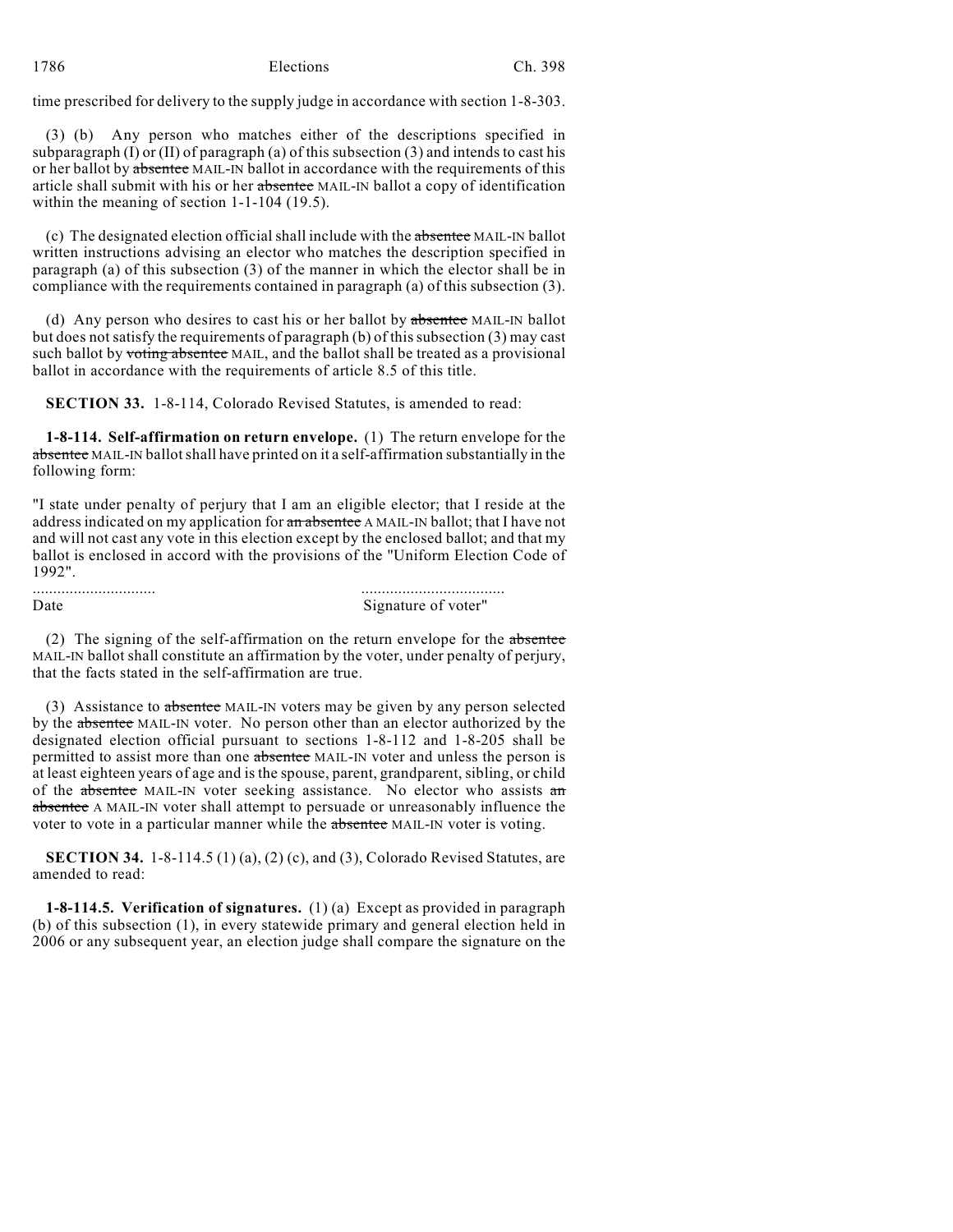time prescribed for delivery to the supply judge in accordance with section 1-8-303.

(3) (b) Any person who matches either of the descriptions specified in subparagraph (I) or (II) of paragraph (a) of this subsection (3) and intends to cast his or her ballot by ~~absentee~~ MAIL-IN ballot in accordance with the requirements of this article shall submit with his or her ~~absentee~~ MAIL-IN ballot a copy of identification within the meaning of section 1-1-104 (19.5).

(c) The designated election official shall include with the ~~absentee~~ MAIL-IN ballot written instructions advising an elector who matches the description specified in paragraph (a) of this subsection (3) of the manner in which the elector shall be in compliance with the requirements contained in paragraph (a) of this subsection (3).

(d) Any person who desires to cast his or her ballot by ~~absentee~~ MAIL-IN ballot but does not satisfy the requirements of paragraph (b) of this subsection (3) may cast such ballot by ~~voting absentee~~ MAIL, and the ballot shall be treated as a provisional ballot in accordance with the requirements of article 8.5 of this title.

**SECTION 33.** 1-8-114, Colorado Revised Statutes, is amended to read:

**1-8-114. Self-affirmation on return envelope.** (1) The return envelope for the ~~absentee~~ MAIL-IN ballot shall have printed on it a self-affirmation substantially in the following form:

"I state under penalty of perjury that I am an eligible elector; that I reside at the address indicated on my application for ~~an absentee~~ A MAIL-IN ballot; that I have not and will not cast any vote in this election except by the enclosed ballot; and that my ballot is enclosed in accord with the provisions of the "Uniform Election Code of 1992".

.............................                                   ...................................
Date                                                            Signature of voter"

(2) The signing of the self-affirmation on the return envelope for the ~~absentee~~ MAIL-IN ballot shall constitute an affirmation by the voter, under penalty of perjury, that the facts stated in the self-affirmation are true.

(3) Assistance to ~~absentee~~ MAIL-IN voters may be given by any person selected by the ~~absentee~~ MAIL-IN voter. No person other than an elector authorized by the designated election official pursuant to sections 1-8-112 and 1-8-205 shall be permitted to assist more than one ~~absentee~~ MAIL-IN voter and unless the person is at least eighteen years of age and is the spouse, parent, grandparent, sibling, or child of the ~~absentee~~ MAIL-IN voter seeking assistance. No elector who assists ~~an absentee~~ A MAIL-IN voter shall attempt to persuade or unreasonably influence the voter to vote in a particular manner while the ~~absentee~~ MAIL-IN voter is voting.

**SECTION 34.** 1-8-114.5 (1) (a), (2) (c), and (3), Colorado Revised Statutes, are amended to read:

**1-8-114.5. Verification of signatures.** (1) (a) Except as provided in paragraph (b) of this subsection (1), in every statewide primary and general election held in 2006 or any subsequent year, an election judge shall compare the signature on the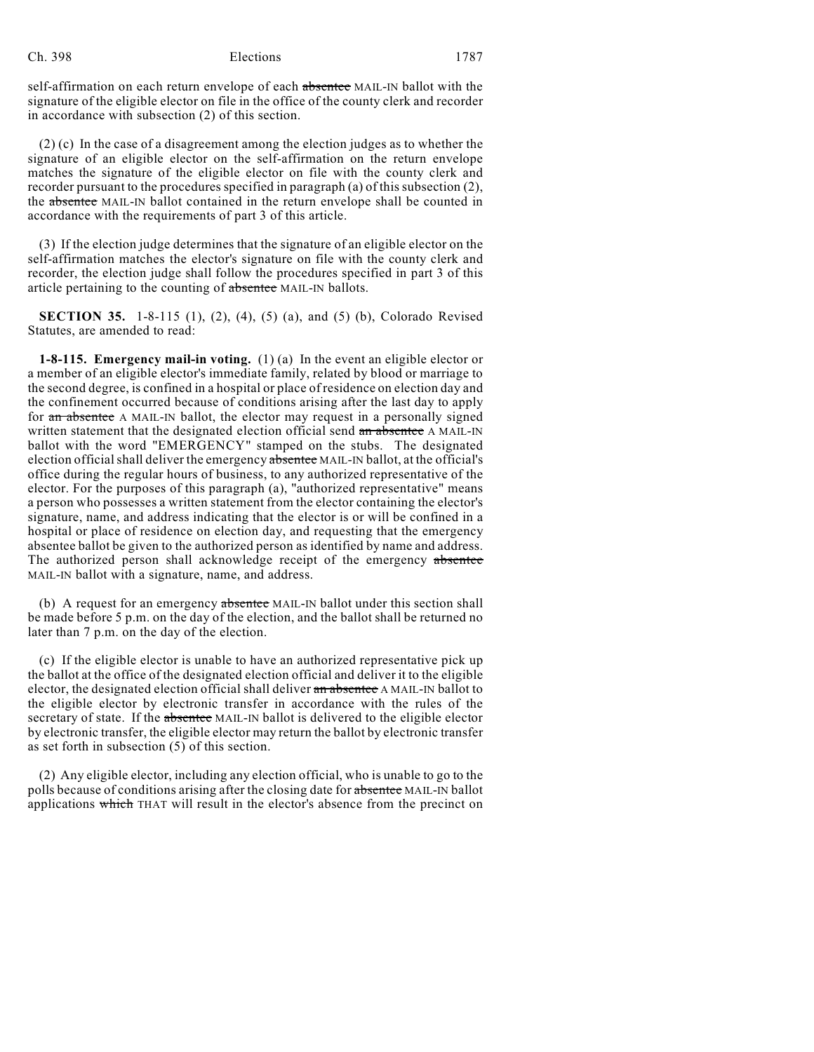self-affirmation on each return envelope of each ~~absentee~~ MAIL-IN ballot with the signature of the eligible elector on file in the office of the county clerk and recorder in accordance with subsection (2) of this section.

(2) (c) In the case of a disagreement among the election judges as to whether the signature of an eligible elector on the self-affirmation on the return envelope matches the signature of the eligible elector on file with the county clerk and recorder pursuant to the procedures specified in paragraph (a) of this subsection (2), the ~~absentee~~ MAIL-IN ballot contained in the return envelope shall be counted in accordance with the requirements of part 3 of this article.

(3) If the election judge determines that the signature of an eligible elector on the self-affirmation matches the elector's signature on file with the county clerk and recorder, the election judge shall follow the procedures specified in part 3 of this article pertaining to the counting of ~~absentee~~ MAIL-IN ballots.

**SECTION 35.** 1-8-115 (1), (2), (4), (5) (a), and (5) (b), Colorado Revised Statutes, are amended to read:

**1-8-115. Emergency mail-in voting.** (1) (a) In the event an eligible elector or a member of an eligible elector's immediate family, related by blood or marriage to the second degree, is confined in a hospital or place of residence on election day and the confinement occurred because of conditions arising after the last day to apply for ~~an absentee~~ A MAIL-IN ballot, the elector may request in a personally signed written statement that the designated election official send ~~an absentee~~ A MAIL-IN ballot with the word "EMERGENCY" stamped on the stubs. The designated election official shall deliver the emergency ~~absentee~~ MAIL-IN ballot, at the official's office during the regular hours of business, to any authorized representative of the elector. For the purposes of this paragraph (a), "authorized representative" means a person who possesses a written statement from the elector containing the elector's signature, name, and address indicating that the elector is or will be confined in a hospital or place of residence on election day, and requesting that the emergency absentee ballot be given to the authorized person as identified by name and address. The authorized person shall acknowledge receipt of the emergency ~~absentee~~ MAIL-IN ballot with a signature, name, and address.

(b) A request for an emergency ~~absentee~~ MAIL-IN ballot under this section shall be made before 5 p.m. on the day of the election, and the ballot shall be returned no later than 7 p.m. on the day of the election.

(c) If the eligible elector is unable to have an authorized representative pick up the ballot at the office of the designated election official and deliver it to the eligible elector, the designated election official shall deliver ~~an absentee~~ A MAIL-IN ballot to the eligible elector by electronic transfer in accordance with the rules of the secretary of state. If the ~~absentee~~ MAIL-IN ballot is delivered to the eligible elector by electronic transfer, the eligible elector may return the ballot by electronic transfer as set forth in subsection (5) of this section.

(2) Any eligible elector, including any election official, who is unable to go to the polls because of conditions arising after the closing date for ~~absentee~~ MAIL-IN ballot applications ~~which~~ THAT will result in the elector's absence from the precinct on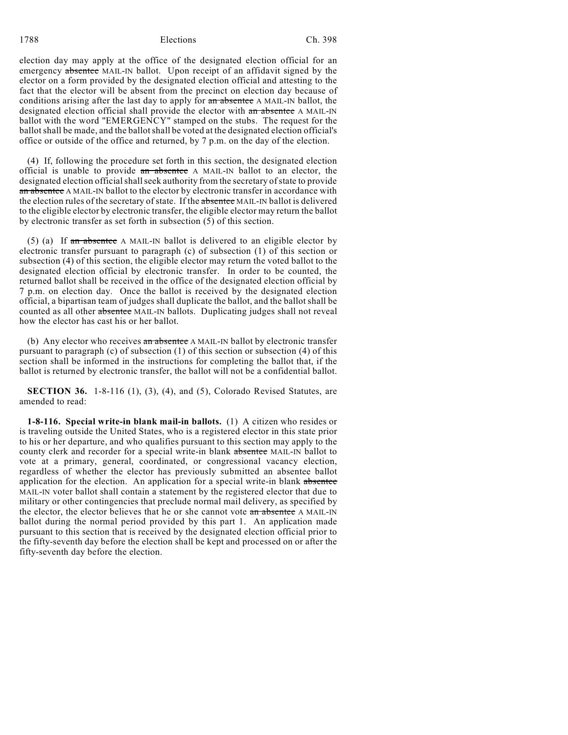election day may apply at the office of the designated election official for an emergency ~~absentee~~ MAIL-IN ballot. Upon receipt of an affidavit signed by the elector on a form provided by the designated election official and attesting to the fact that the elector will be absent from the precinct on election day because of conditions arising after the last day to apply for ~~an absentee~~ A MAIL-IN ballot, the designated election official shall provide the elector with ~~an absentee~~ A MAIL-IN ballot with the word "EMERGENCY" stamped on the stubs. The request for the ballot shall be made, and the ballot shall be voted at the designated election official's office or outside of the office and returned, by 7 p.m. on the day of the election.

(4) If, following the procedure set forth in this section, the designated election official is unable to provide ~~an absentee~~ A MAIL-IN ballot to an elector, the designated election official shall seek authority from the secretary of state to provide ~~an absentee~~ A MAIL-IN ballot to the elector by electronic transfer in accordance with the election rules of the secretary of state. If the ~~absentee~~ MAIL-IN ballot is delivered to the eligible elector by electronic transfer, the eligible elector may return the ballot by electronic transfer as set forth in subsection (5) of this section.

(5) (a) If ~~an absentee~~ A MAIL-IN ballot is delivered to an eligible elector by electronic transfer pursuant to paragraph (c) of subsection (1) of this section or subsection (4) of this section, the eligible elector may return the voted ballot to the designated election official by electronic transfer. In order to be counted, the returned ballot shall be received in the office of the designated election official by 7 p.m. on election day. Once the ballot is received by the designated election official, a bipartisan team of judges shall duplicate the ballot, and the ballot shall be counted as all other ~~absentee~~ MAIL-IN ballots. Duplicating judges shall not reveal how the elector has cast his or her ballot.

(b) Any elector who receives ~~an absentee~~ A MAIL-IN ballot by electronic transfer pursuant to paragraph (c) of subsection (1) of this section or subsection (4) of this section shall be informed in the instructions for completing the ballot that, if the ballot is returned by electronic transfer, the ballot will not be a confidential ballot.

**SECTION 36.** 1-8-116 (1), (3), (4), and (5), Colorado Revised Statutes, are amended to read:

**1-8-116. Special write-in blank mail-in ballots.** (1) A citizen who resides or is traveling outside the United States, who is a registered elector in this state prior to his or her departure, and who qualifies pursuant to this section may apply to the county clerk and recorder for a special write-in blank ~~absentee~~ MAIL-IN ballot to vote at a primary, general, coordinated, or congressional vacancy election, regardless of whether the elector has previously submitted an absentee ballot application for the election. An application for a special write-in blank ~~absentee~~ MAIL-IN voter ballot shall contain a statement by the registered elector that due to military or other contingencies that preclude normal mail delivery, as specified by the elector, the elector believes that he or she cannot vote ~~an absentee~~ A MAIL-IN ballot during the normal period provided by this part 1. An application made pursuant to this section that is received by the designated election official prior to the fifty-seventh day before the election shall be kept and processed on or after the fifty-seventh day before the election.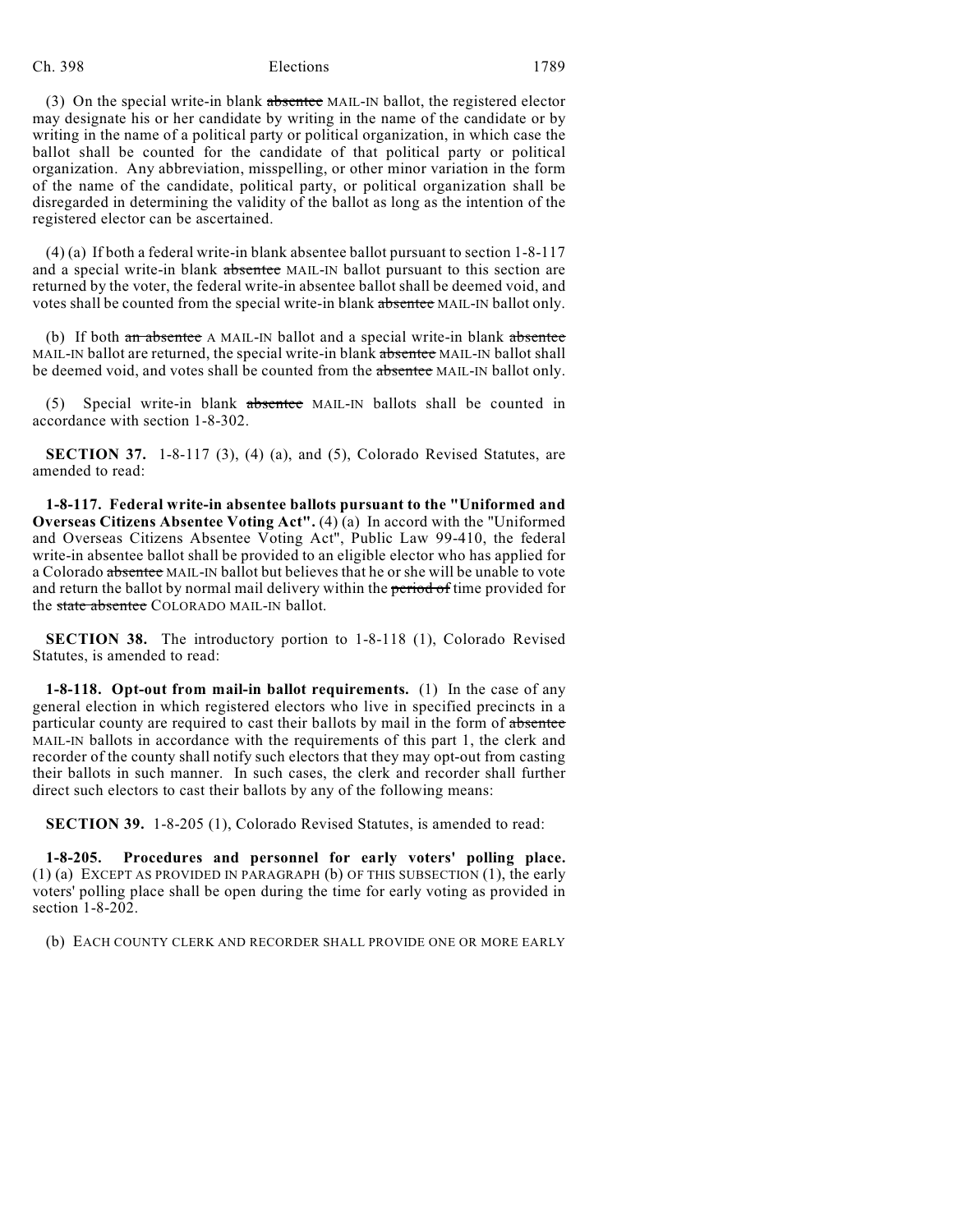(3) On the special write-in blank ~~absentee~~ MAIL-IN ballot, the registered elector may designate his or her candidate by writing in the name of the candidate or by writing in the name of a political party or political organization, in which case the ballot shall be counted for the candidate of that political party or political organization. Any abbreviation, misspelling, or other minor variation in the form of the name of the candidate, political party, or political organization shall be disregarded in determining the validity of the ballot as long as the intention of the registered elector can be ascertained.

(4) (a) If both a federal write-in blank absentee ballot pursuant to section 1-8-117 and a special write-in blank ~~absentee~~ MAIL-IN ballot pursuant to this section are returned by the voter, the federal write-in absentee ballot shall be deemed void, and votes shall be counted from the special write-in blank ~~absentee~~ MAIL-IN ballot only.

(b) If both ~~an absentee~~ A MAIL-IN ballot and a special write-in blank ~~absentee~~ MAIL-IN ballot are returned, the special write-in blank ~~absentee~~ MAIL-IN ballot shall be deemed void, and votes shall be counted from the ~~absentee~~ MAIL-IN ballot only.

(5) Special write-in blank ~~absentee~~ MAIL-IN ballots shall be counted in accordance with section 1-8-302.

**SECTION 37.** 1-8-117 (3), (4) (a), and (5), Colorado Revised Statutes, are amended to read:

**1-8-117. Federal write-in absentee ballots pursuant to the "Uniformed and Overseas Citizens Absentee Voting Act".** (4) (a) In accord with the "Uniformed and Overseas Citizens Absentee Voting Act", Public Law 99-410, the federal write-in absentee ballot shall be provided to an eligible elector who has applied for a Colorado ~~absentee~~ MAIL-IN ballot but believes that he or she will be unable to vote and return the ballot by normal mail delivery within the ~~period of~~ time provided for the ~~state absentee~~ COLORADO MAIL-IN ballot.

**SECTION 38.** The introductory portion to 1-8-118 (1), Colorado Revised Statutes, is amended to read:

**1-8-118. Opt-out from mail-in ballot requirements.** (1) In the case of any general election in which registered electors who live in specified precincts in a particular county are required to cast their ballots by mail in the form of ~~absentee~~ MAIL-IN ballots in accordance with the requirements of this part 1, the clerk and recorder of the county shall notify such electors that they may opt-out from casting their ballots in such manner. In such cases, the clerk and recorder shall further direct such electors to cast their ballots by any of the following means:

**SECTION 39.** 1-8-205 (1), Colorado Revised Statutes, is amended to read:

**1-8-205. Procedures and personnel for early voters' polling place.** (1) (a) EXCEPT AS PROVIDED IN PARAGRAPH (b) OF THIS SUBSECTION (1), the early voters' polling place shall be open during the time for early voting as provided in section 1-8-202.

(b) EACH COUNTY CLERK AND RECORDER SHALL PROVIDE ONE OR MORE EARLY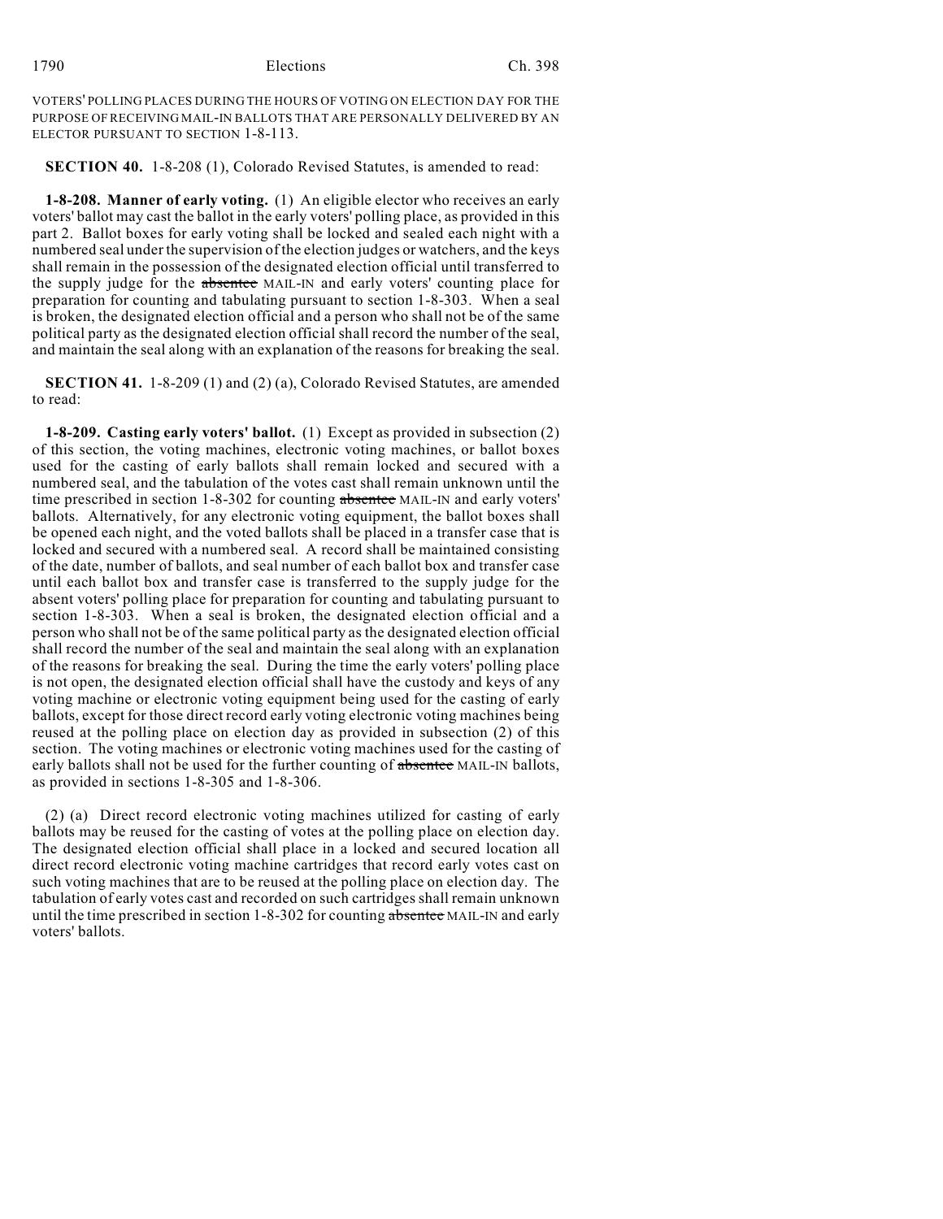VOTERS' POLLING PLACES DURING THE HOURS OF VOTING ON ELECTION DAY FOR THE PURPOSE OF RECEIVING MAIL-IN BALLOTS THAT ARE PERSONALLY DELIVERED BY AN ELECTOR PURSUANT TO SECTION 1-8-113.

**SECTION 40.** 1-8-208 (1), Colorado Revised Statutes, is amended to read:

**1-8-208. Manner of early voting.** (1) An eligible elector who receives an early voters' ballot may cast the ballot in the early voters' polling place, as provided in this part 2. Ballot boxes for early voting shall be locked and sealed each night with a numbered seal under the supervision of the election judges or watchers, and the keys shall remain in the possession of the designated election official until transferred to the supply judge for the ~~absentee~~ MAIL-IN and early voters' counting place for preparation for counting and tabulating pursuant to section 1-8-303. When a seal is broken, the designated election official and a person who shall not be of the same political party as the designated election official shall record the number of the seal, and maintain the seal along with an explanation of the reasons for breaking the seal.

**SECTION 41.** 1-8-209 (1) and (2) (a), Colorado Revised Statutes, are amended to read:

**1-8-209. Casting early voters' ballot.** (1) Except as provided in subsection (2) of this section, the voting machines, electronic voting machines, or ballot boxes used for the casting of early ballots shall remain locked and secured with a numbered seal, and the tabulation of the votes cast shall remain unknown until the time prescribed in section 1-8-302 for counting ~~absentee~~ MAIL-IN and early voters' ballots. Alternatively, for any electronic voting equipment, the ballot boxes shall be opened each night, and the voted ballots shall be placed in a transfer case that is locked and secured with a numbered seal. A record shall be maintained consisting of the date, number of ballots, and seal number of each ballot box and transfer case until each ballot box and transfer case is transferred to the supply judge for the absent voters' polling place for preparation for counting and tabulating pursuant to section 1-8-303. When a seal is broken, the designated election official and a person who shall not be of the same political party as the designated election official shall record the number of the seal and maintain the seal along with an explanation of the reasons for breaking the seal. During the time the early voters' polling place is not open, the designated election official shall have the custody and keys of any voting machine or electronic voting equipment being used for the casting of early ballots, except for those direct record early voting electronic voting machines being reused at the polling place on election day as provided in subsection (2) of this section. The voting machines or electronic voting machines used for the casting of early ballots shall not be used for the further counting of ~~absentee~~ MAIL-IN ballots, as provided in sections 1-8-305 and 1-8-306.

(2) (a) Direct record electronic voting machines utilized for casting of early ballots may be reused for the casting of votes at the polling place on election day. The designated election official shall place in a locked and secured location all direct record electronic voting machine cartridges that record early votes cast on such voting machines that are to be reused at the polling place on election day. The tabulation of early votes cast and recorded on such cartridges shall remain unknown until the time prescribed in section 1-8-302 for counting ~~absentee~~ MAIL-IN and early voters' ballots.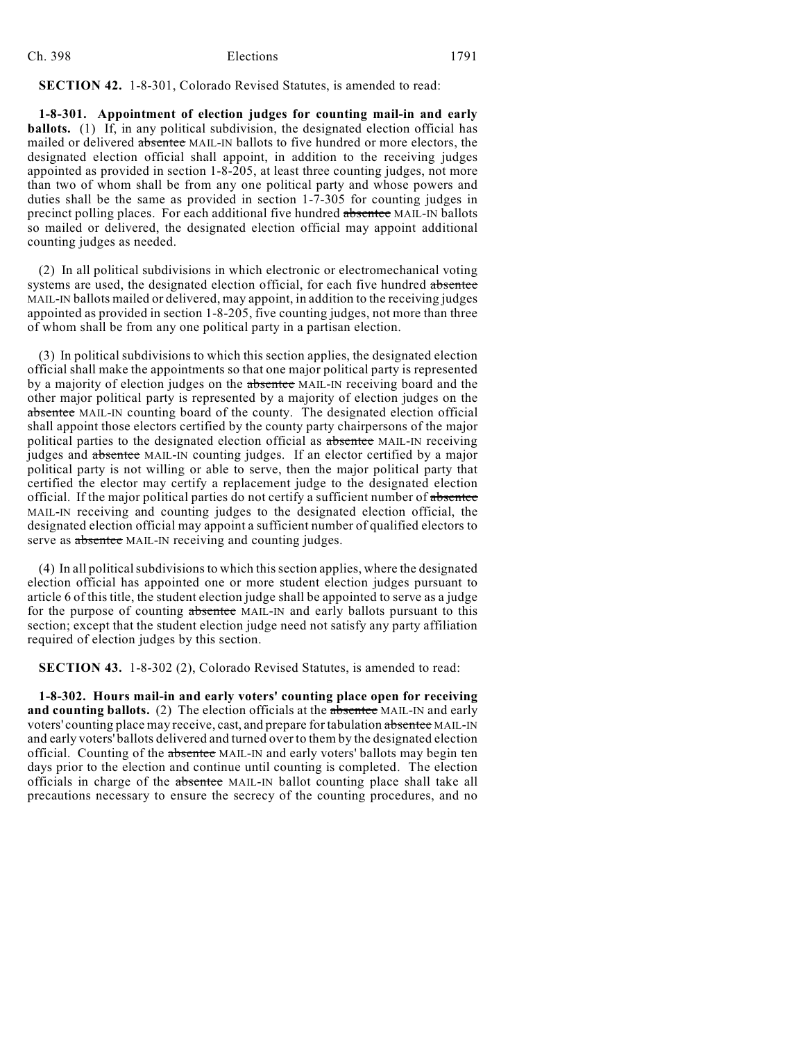**SECTION 42.** 1-8-301, Colorado Revised Statutes, is amended to read:

**1-8-301. Appointment of election judges for counting mail-in and early ballots.** (1) If, in any political subdivision, the designated election official has mailed or delivered ~~absentee~~ MAIL-IN ballots to five hundred or more electors, the designated election official shall appoint, in addition to the receiving judges appointed as provided in section 1-8-205, at least three counting judges, not more than two of whom shall be from any one political party and whose powers and duties shall be the same as provided in section 1-7-305 for counting judges in precinct polling places. For each additional five hundred ~~absentee~~ MAIL-IN ballots so mailed or delivered, the designated election official may appoint additional counting judges as needed.

(2) In all political subdivisions in which electronic or electromechanical voting systems are used, the designated election official, for each five hundred ~~absentee~~ MAIL-IN ballots mailed or delivered, may appoint, in addition to the receiving judges appointed as provided in section 1-8-205, five counting judges, not more than three of whom shall be from any one political party in a partisan election.

(3) In political subdivisions to which this section applies, the designated election official shall make the appointments so that one major political party is represented by a majority of election judges on the ~~absentee~~ MAIL-IN receiving board and the other major political party is represented by a majority of election judges on the ~~absentee~~ MAIL-IN counting board of the county. The designated election official shall appoint those electors certified by the county party chairpersons of the major political parties to the designated election official as ~~absentee~~ MAIL-IN receiving judges and ~~absentee~~ MAIL-IN counting judges. If an elector certified by a major political party is not willing or able to serve, then the major political party that certified the elector may certify a replacement judge to the designated election official. If the major political parties do not certify a sufficient number of ~~absentee~~ MAIL-IN receiving and counting judges to the designated election official, the designated election official may appoint a sufficient number of qualified electors to serve as ~~absentee~~ MAIL-IN receiving and counting judges.

(4) In all political subdivisions to which this section applies, where the designated election official has appointed one or more student election judges pursuant to article 6 of this title, the student election judge shall be appointed to serve as a judge for the purpose of counting ~~absentee~~ MAIL-IN and early ballots pursuant to this section; except that the student election judge need not satisfy any party affiliation required of election judges by this section.

**SECTION 43.** 1-8-302 (2), Colorado Revised Statutes, is amended to read:

**1-8-302. Hours mail-in and early voters' counting place open for receiving and counting ballots.** (2) The election officials at the ~~absentee~~ MAIL-IN and early voters' counting place may receive, cast, and prepare for tabulation ~~absentee~~ MAIL-IN and early voters' ballots delivered and turned over to them by the designated election official. Counting of the ~~absentee~~ MAIL-IN and early voters' ballots may begin ten days prior to the election and continue until counting is completed. The election officials in charge of the ~~absentee~~ MAIL-IN ballot counting place shall take all precautions necessary to ensure the secrecy of the counting procedures, and no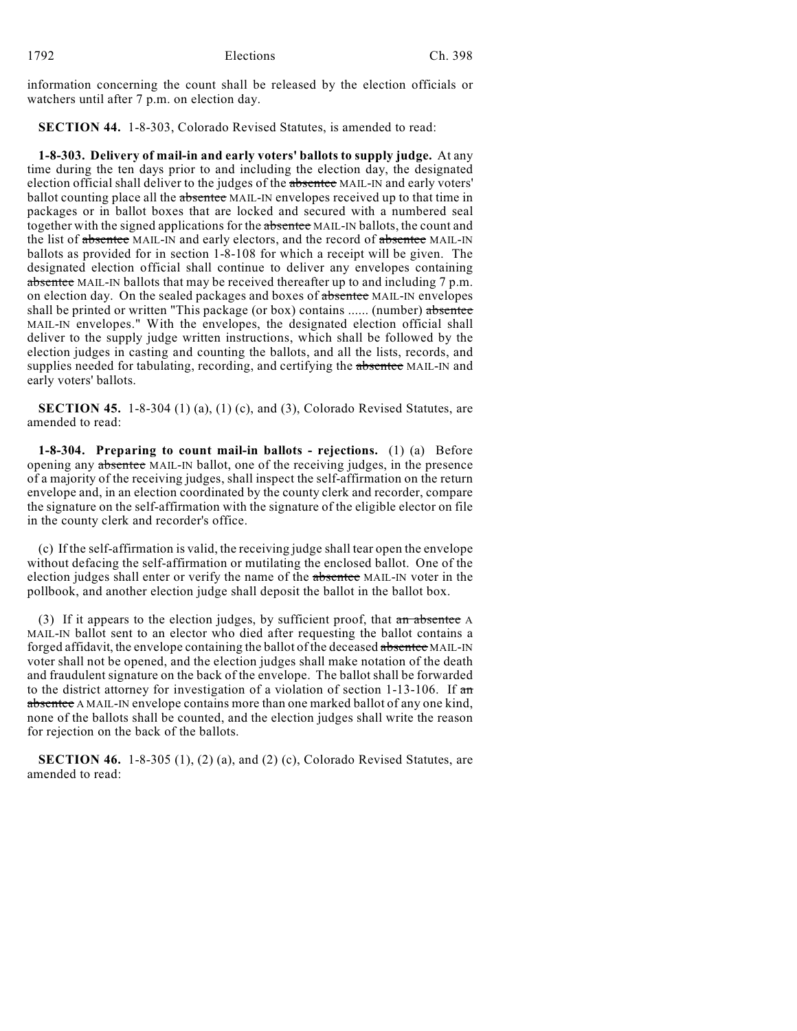information concerning the count shall be released by the election officials or watchers until after 7 p.m. on election day.

**SECTION 44.** 1-8-303, Colorado Revised Statutes, is amended to read:

**1-8-303. Delivery of mail-in and early voters' ballots to supply judge.** At any time during the ten days prior to and including the election day, the designated election official shall deliver to the judges of the ~~absentee~~ MAIL-IN and early voters' ballot counting place all the ~~absentee~~ MAIL-IN envelopes received up to that time in packages or in ballot boxes that are locked and secured with a numbered seal together with the signed applications for the ~~absentee~~ MAIL-IN ballots, the count and the list of ~~absentee~~ MAIL-IN and early electors, and the record of ~~absentee~~ MAIL-IN ballots as provided for in section 1-8-108 for which a receipt will be given. The designated election official shall continue to deliver any envelopes containing ~~absentee~~ MAIL-IN ballots that may be received thereafter up to and including 7 p.m. on election day. On the sealed packages and boxes of ~~absentee~~ MAIL-IN envelopes shall be printed or written "This package (or box) contains ...... (number) ~~absentee~~ MAIL-IN envelopes." With the envelopes, the designated election official shall deliver to the supply judge written instructions, which shall be followed by the election judges in casting and counting the ballots, and all the lists, records, and supplies needed for tabulating, recording, and certifying the ~~absentee~~ MAIL-IN and early voters' ballots.

**SECTION 45.** 1-8-304 (1) (a), (1) (c), and (3), Colorado Revised Statutes, are amended to read:

**1-8-304. Preparing to count mail-in ballots - rejections.** (1) (a) Before opening any ~~absentee~~ MAIL-IN ballot, one of the receiving judges, in the presence of a majority of the receiving judges, shall inspect the self-affirmation on the return envelope and, in an election coordinated by the county clerk and recorder, compare the signature on the self-affirmation with the signature of the eligible elector on file in the county clerk and recorder's office.

(c) If the self-affirmation is valid, the receiving judge shall tear open the envelope without defacing the self-affirmation or mutilating the enclosed ballot. One of the election judges shall enter or verify the name of the ~~absentee~~ MAIL-IN voter in the pollbook, and another election judge shall deposit the ballot in the ballot box.

(3) If it appears to the election judges, by sufficient proof, that ~~an absentee~~ A MAIL-IN ballot sent to an elector who died after requesting the ballot contains a forged affidavit, the envelope containing the ballot of the deceased ~~absentee~~ MAIL-IN voter shall not be opened, and the election judges shall make notation of the death and fraudulent signature on the back of the envelope. The ballot shall be forwarded to the district attorney for investigation of a violation of section 1-13-106. If ~~an absentee~~ A MAIL-IN envelope contains more than one marked ballot of any one kind, none of the ballots shall be counted, and the election judges shall write the reason for rejection on the back of the ballots.

**SECTION 46.** 1-8-305 (1), (2) (a), and (2) (c), Colorado Revised Statutes, are amended to read: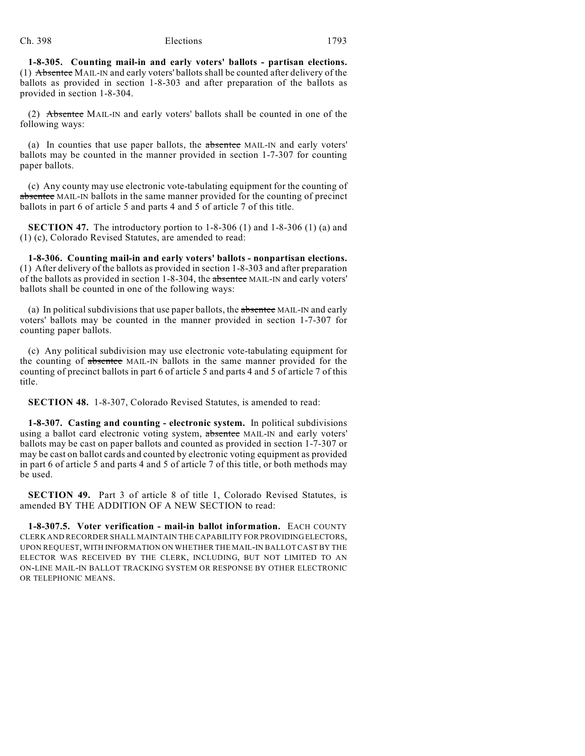**1-8-305. Counting mail-in and early voters' ballots - partisan elections.** (1) ~~Absentee~~ MAIL-IN and early voters' ballots shall be counted after delivery of the ballots as provided in section 1-8-303 and after preparation of the ballots as provided in section 1-8-304.

(2) ~~Absentee~~ MAIL-IN and early voters' ballots shall be counted in one of the following ways:

(a) In counties that use paper ballots, the ~~absentee~~ MAIL-IN and early voters' ballots may be counted in the manner provided in section 1-7-307 for counting paper ballots.

(c) Any county may use electronic vote-tabulating equipment for the counting of ~~absentee~~ MAIL-IN ballots in the same manner provided for the counting of precinct ballots in part 6 of article 5 and parts 4 and 5 of article 7 of this title.

**SECTION 47.** The introductory portion to 1-8-306 (1) and 1-8-306 (1) (a) and (1) (c), Colorado Revised Statutes, are amended to read:

**1-8-306. Counting mail-in and early voters' ballots - nonpartisan elections.** (1) After delivery of the ballots as provided in section 1-8-303 and after preparation of the ballots as provided in section 1-8-304, the ~~absentee~~ MAIL-IN and early voters' ballots shall be counted in one of the following ways:

(a) In political subdivisions that use paper ballots, the ~~absentee~~ MAIL-IN and early voters' ballots may be counted in the manner provided in section 1-7-307 for counting paper ballots.

(c) Any political subdivision may use electronic vote-tabulating equipment for the counting of ~~absentee~~ MAIL-IN ballots in the same manner provided for the counting of precinct ballots in part 6 of article 5 and parts 4 and 5 of article 7 of this title.

**SECTION 48.** 1-8-307, Colorado Revised Statutes, is amended to read:

**1-8-307. Casting and counting - electronic system.** In political subdivisions using a ballot card electronic voting system, ~~absentee~~ MAIL-IN and early voters' ballots may be cast on paper ballots and counted as provided in section 1-7-307 or may be cast on ballot cards and counted by electronic voting equipment as provided in part 6 of article 5 and parts 4 and 5 of article 7 of this title, or both methods may be used.

**SECTION 49.** Part 3 of article 8 of title 1, Colorado Revised Statutes, is amended BY THE ADDITION OF A NEW SECTION to read:

**1-8-307.5. Voter verification - mail-in ballot information.** EACH COUNTY CLERK AND RECORDER SHALL MAINTAIN THE CAPABILITY FOR PROVIDING ELECTORS, UPON REQUEST, WITH INFORMATION ON WHETHER THE MAIL-IN BALLOT CAST BY THE ELECTOR WAS RECEIVED BY THE CLERK, INCLUDING, BUT NOT LIMITED TO AN ON-LINE MAIL-IN BALLOT TRACKING SYSTEM OR RESPONSE BY OTHER ELECTRONIC OR TELEPHONIC MEANS.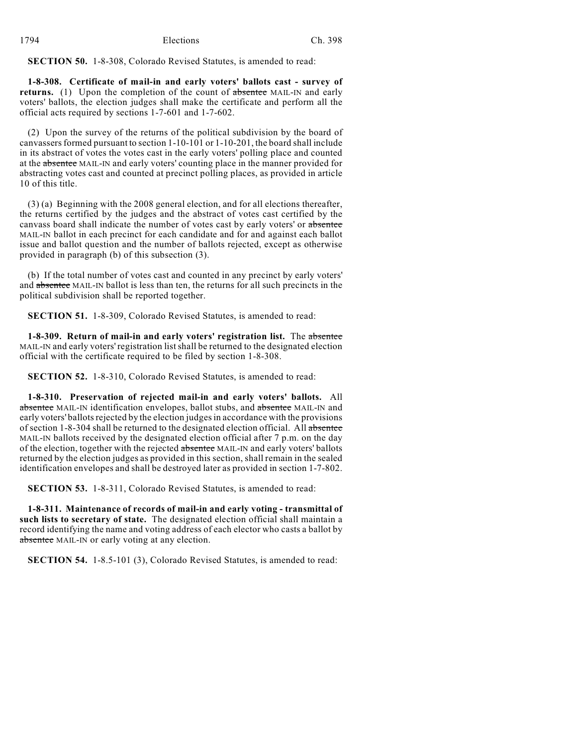**SECTION 50.** 1-8-308, Colorado Revised Statutes, is amended to read:

**1-8-308. Certificate of mail-in and early voters' ballots cast - survey of returns.** (1) Upon the completion of the count of ~~absentee~~ MAIL-IN and early voters' ballots, the election judges shall make the certificate and perform all the official acts required by sections 1-7-601 and 1-7-602.

(2) Upon the survey of the returns of the political subdivision by the board of canvassers formed pursuant to section 1-10-101 or 1-10-201, the board shall include in its abstract of votes the votes cast in the early voters' polling place and counted at the ~~absentee~~ MAIL-IN and early voters' counting place in the manner provided for abstracting votes cast and counted at precinct polling places, as provided in article 10 of this title.

(3) (a) Beginning with the 2008 general election, and for all elections thereafter, the returns certified by the judges and the abstract of votes cast certified by the canvass board shall indicate the number of votes cast by early voters' or ~~absentee~~ MAIL-IN ballot in each precinct for each candidate and for and against each ballot issue and ballot question and the number of ballots rejected, except as otherwise provided in paragraph (b) of this subsection (3).

(b) If the total number of votes cast and counted in any precinct by early voters' and ~~absentee~~ MAIL-IN ballot is less than ten, the returns for all such precincts in the political subdivision shall be reported together.

**SECTION 51.** 1-8-309, Colorado Revised Statutes, is amended to read:

**1-8-309. Return of mail-in and early voters' registration list.** The ~~absentee~~ MAIL-IN and early voters' registration list shall be returned to the designated election official with the certificate required to be filed by section 1-8-308.

**SECTION 52.** 1-8-310, Colorado Revised Statutes, is amended to read:

**1-8-310. Preservation of rejected mail-in and early voters' ballots.** All ~~absentee~~ MAIL-IN identification envelopes, ballot stubs, and ~~absentee~~ MAIL-IN and early voters' ballots rejected by the election judges in accordance with the provisions of section 1-8-304 shall be returned to the designated election official. All ~~absentee~~ MAIL-IN ballots received by the designated election official after 7 p.m. on the day of the election, together with the rejected ~~absentee~~ MAIL-IN and early voters' ballots returned by the election judges as provided in this section, shall remain in the sealed identification envelopes and shall be destroyed later as provided in section 1-7-802.

**SECTION 53.** 1-8-311, Colorado Revised Statutes, is amended to read:

**1-8-311. Maintenance of records of mail-in and early voting - transmittal of such lists to secretary of state.** The designated election official shall maintain a record identifying the name and voting address of each elector who casts a ballot by ~~absentee~~ MAIL-IN or early voting at any election.

**SECTION 54.** 1-8.5-101 (3), Colorado Revised Statutes, is amended to read: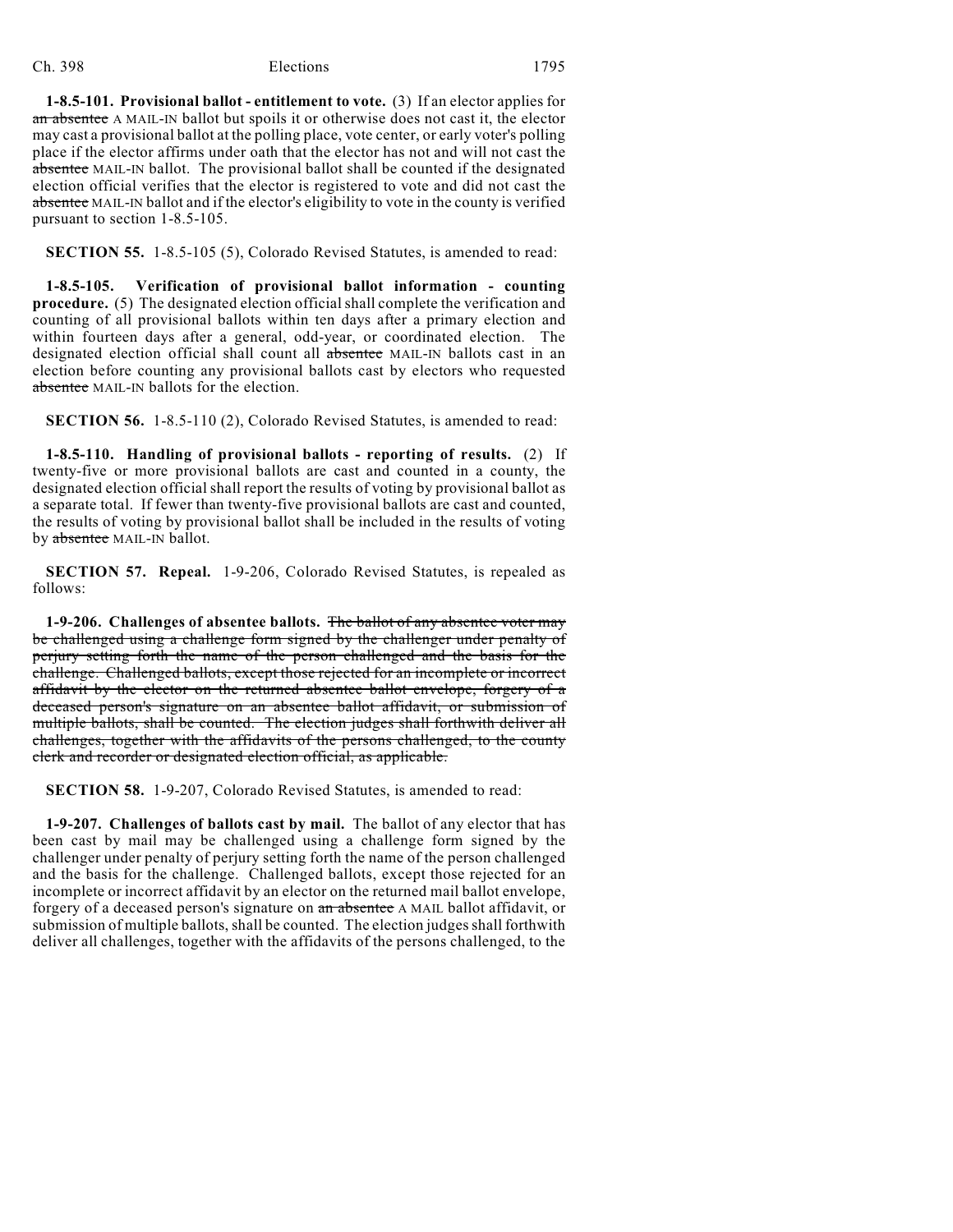**1-8.5-101. Provisional ballot - entitlement to vote.** (3) If an elector applies for ~~an absentee~~ A MAIL-IN ballot but spoils it or otherwise does not cast it, the elector may cast a provisional ballot at the polling place, vote center, or early voter's polling place if the elector affirms under oath that the elector has not and will not cast the ~~absentee~~ MAIL-IN ballot. The provisional ballot shall be counted if the designated election official verifies that the elector is registered to vote and did not cast the ~~absentee~~ MAIL-IN ballot and if the elector's eligibility to vote in the county is verified pursuant to section 1-8.5-105.

**SECTION 55.** 1-8.5-105 (5), Colorado Revised Statutes, is amended to read:

**1-8.5-105. Verification of provisional ballot information - counting procedure.** (5) The designated election official shall complete the verification and counting of all provisional ballots within ten days after a primary election and within fourteen days after a general, odd-year, or coordinated election. The designated election official shall count all ~~absentee~~ MAIL-IN ballots cast in an election before counting any provisional ballots cast by electors who requested ~~absentee~~ MAIL-IN ballots for the election.

**SECTION 56.** 1-8.5-110 (2), Colorado Revised Statutes, is amended to read:

**1-8.5-110. Handling of provisional ballots - reporting of results.** (2) If twenty-five or more provisional ballots are cast and counted in a county, the designated election official shall report the results of voting by provisional ballot as a separate total. If fewer than twenty-five provisional ballots are cast and counted, the results of voting by provisional ballot shall be included in the results of voting by ~~absentee~~ MAIL-IN ballot.

**SECTION 57. Repeal.** 1-9-206, Colorado Revised Statutes, is repealed as follows:

**1-9-206. Challenges of absentee ballots.** ~~The ballot of any absentee voter may be challenged using a challenge form signed by the challenger under penalty of perjury setting forth the name of the person challenged and the basis for the challenge. Challenged ballots, except those rejected for an incomplete or incorrect affidavit by the elector on the returned absentee ballot envelope, forgery of a deceased person's signature on an absentee ballot affidavit, or submission of multiple ballots, shall be counted. The election judges shall forthwith deliver all challenges, together with the affidavits of the persons challenged, to the county clerk and recorder or designated election official, as applicable.~~

**SECTION 58.** 1-9-207, Colorado Revised Statutes, is amended to read:

**1-9-207. Challenges of ballots cast by mail.** The ballot of any elector that has been cast by mail may be challenged using a challenge form signed by the challenger under penalty of perjury setting forth the name of the person challenged and the basis for the challenge. Challenged ballots, except those rejected for an incomplete or incorrect affidavit by an elector on the returned mail ballot envelope, forgery of a deceased person's signature on ~~an absentee~~ A MAIL ballot affidavit, or submission of multiple ballots, shall be counted. The election judges shall forthwith deliver all challenges, together with the affidavits of the persons challenged, to the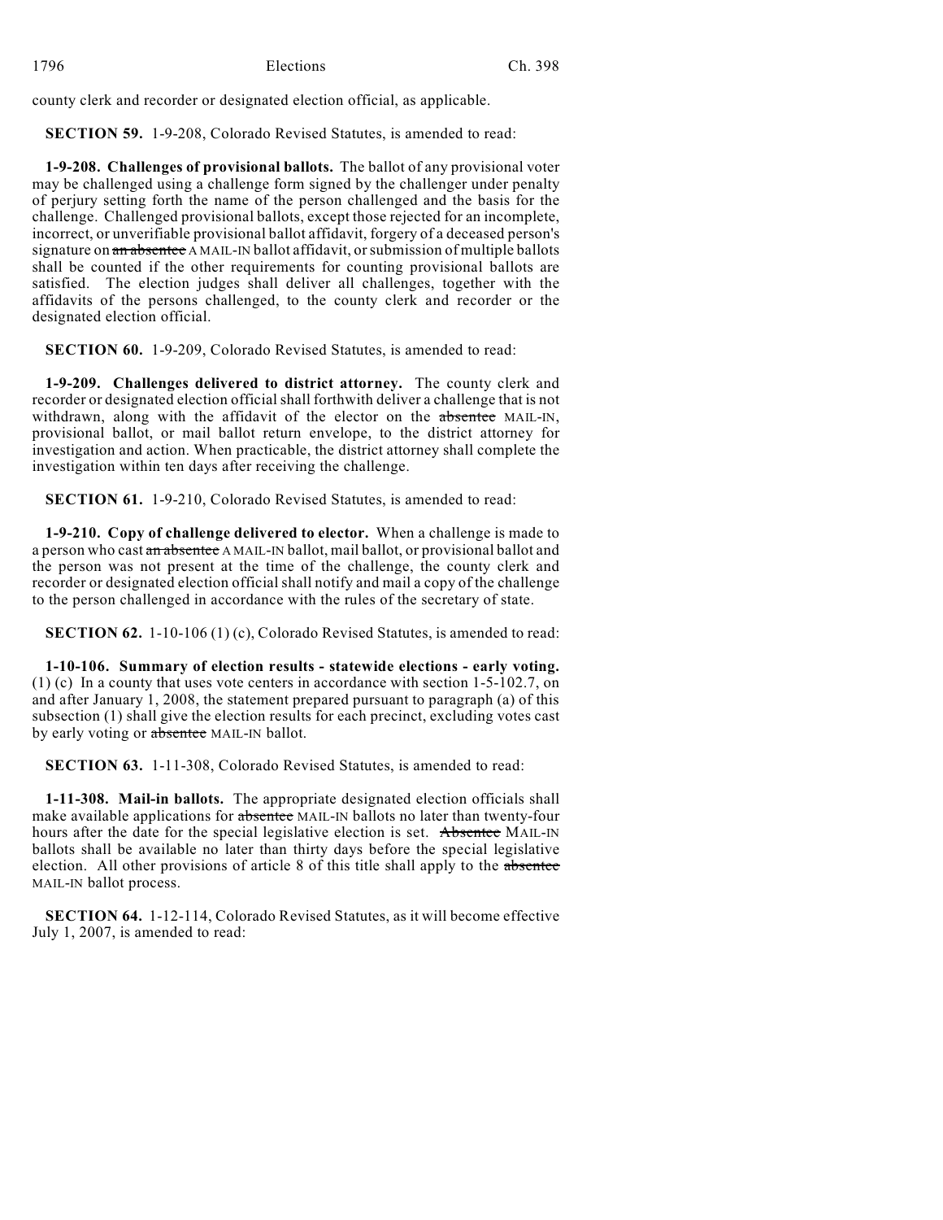county clerk and recorder or designated election official, as applicable.

**SECTION 59.** 1-9-208, Colorado Revised Statutes, is amended to read:

**1-9-208. Challenges of provisional ballots.** The ballot of any provisional voter may be challenged using a challenge form signed by the challenger under penalty of perjury setting forth the name of the person challenged and the basis for the challenge. Challenged provisional ballots, except those rejected for an incomplete, incorrect, or unverifiable provisional ballot affidavit, forgery of a deceased person's signature on ~~an absentee~~ A MAIL-IN ballot affidavit, or submission of multiple ballots shall be counted if the other requirements for counting provisional ballots are satisfied. The election judges shall deliver all challenges, together with the affidavits of the persons challenged, to the county clerk and recorder or the designated election official.

**SECTION 60.** 1-9-209, Colorado Revised Statutes, is amended to read:

**1-9-209. Challenges delivered to district attorney.** The county clerk and recorder or designated election official shall forthwith deliver a challenge that is not withdrawn, along with the affidavit of the elector on the ~~absentee~~ MAIL-IN, provisional ballot, or mail ballot return envelope, to the district attorney for investigation and action. When practicable, the district attorney shall complete the investigation within ten days after receiving the challenge.

**SECTION 61.** 1-9-210, Colorado Revised Statutes, is amended to read:

**1-9-210. Copy of challenge delivered to elector.** When a challenge is made to a person who cast ~~an absentee~~ A MAIL-IN ballot, mail ballot, or provisional ballot and the person was not present at the time of the challenge, the county clerk and recorder or designated election official shall notify and mail a copy of the challenge to the person challenged in accordance with the rules of the secretary of state.

**SECTION 62.** 1-10-106 (1) (c), Colorado Revised Statutes, is amended to read:

**1-10-106. Summary of election results - statewide elections - early voting.** (1) (c) In a county that uses vote centers in accordance with section 1-5-102.7, on and after January 1, 2008, the statement prepared pursuant to paragraph (a) of this subsection (1) shall give the election results for each precinct, excluding votes cast by early voting or ~~absentee~~ MAIL-IN ballot.

**SECTION 63.** 1-11-308, Colorado Revised Statutes, is amended to read:

**1-11-308. Mail-in ballots.** The appropriate designated election officials shall make available applications for ~~absentee~~ MAIL-IN ballots no later than twenty-four hours after the date for the special legislative election is set. ~~Absentee~~ MAIL-IN ballots shall be available no later than thirty days before the special legislative election. All other provisions of article 8 of this title shall apply to the ~~absentee~~ MAIL-IN ballot process.

**SECTION 64.** 1-12-114, Colorado Revised Statutes, as it will become effective July 1, 2007, is amended to read: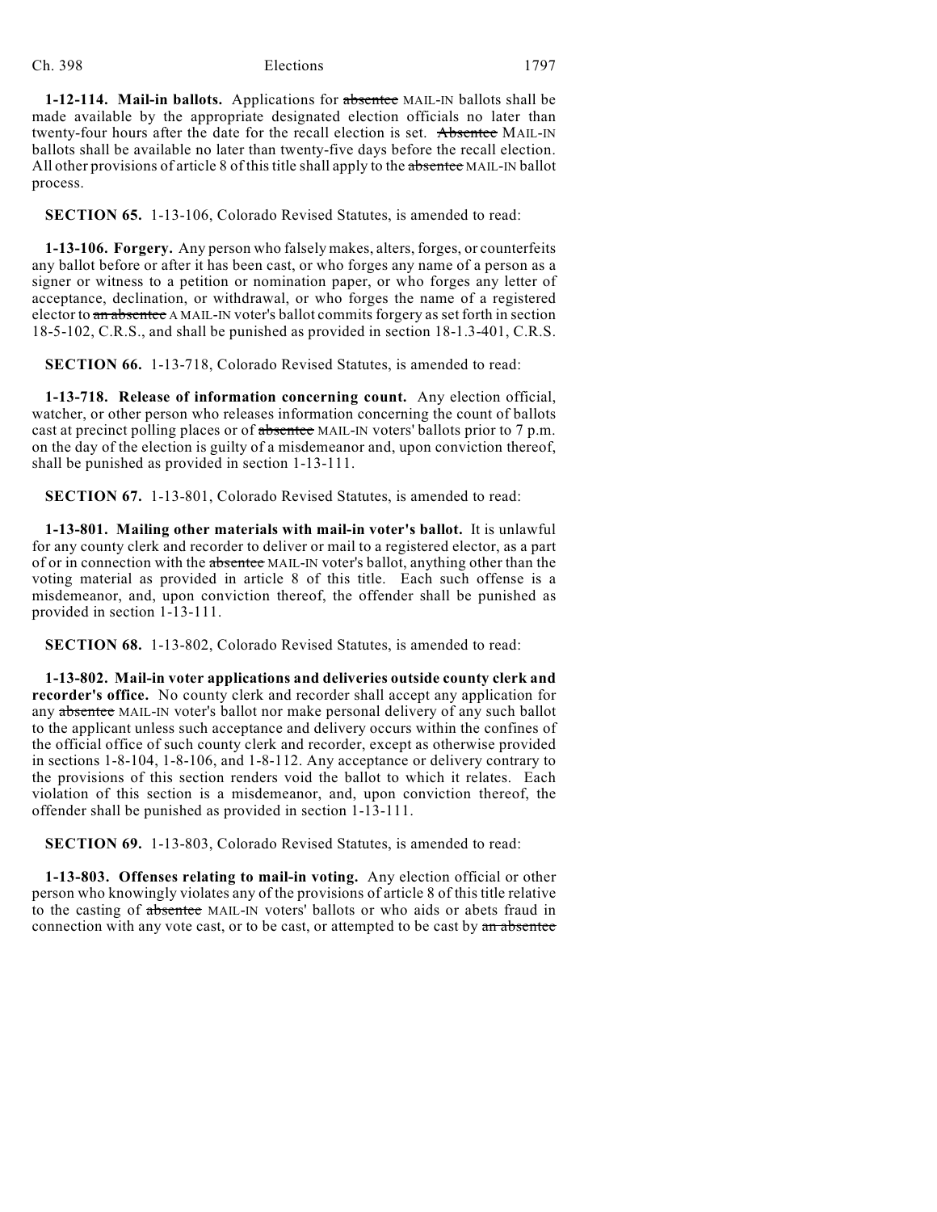**1-12-114. Mail-in ballots.** Applications for ~~absentee~~ MAIL-IN ballots shall be made available by the appropriate designated election officials no later than twenty-four hours after the date for the recall election is set. ~~Absentee~~ MAIL-IN ballots shall be available no later than twenty-five days before the recall election. All other provisions of article 8 of this title shall apply to the ~~absentee~~ MAIL-IN ballot process.

**SECTION 65.** 1-13-106, Colorado Revised Statutes, is amended to read:

**1-13-106. Forgery.** Any person who falsely makes, alters, forges, or counterfeits any ballot before or after it has been cast, or who forges any name of a person as a signer or witness to a petition or nomination paper, or who forges any letter of acceptance, declination, or withdrawal, or who forges the name of a registered elector to ~~an absentee~~ A MAIL-IN voter's ballot commits forgery as set forth in section 18-5-102, C.R.S., and shall be punished as provided in section 18-1.3-401, C.R.S.

**SECTION 66.** 1-13-718, Colorado Revised Statutes, is amended to read:

**1-13-718. Release of information concerning count.** Any election official, watcher, or other person who releases information concerning the count of ballots cast at precinct polling places or of ~~absentee~~ MAIL-IN voters' ballots prior to 7 p.m. on the day of the election is guilty of a misdemeanor and, upon conviction thereof, shall be punished as provided in section 1-13-111.

**SECTION 67.** 1-13-801, Colorado Revised Statutes, is amended to read:

**1-13-801. Mailing other materials with mail-in voter's ballot.** It is unlawful for any county clerk and recorder to deliver or mail to a registered elector, as a part of or in connection with the ~~absentee~~ MAIL-IN voter's ballot, anything other than the voting material as provided in article 8 of this title. Each such offense is a misdemeanor, and, upon conviction thereof, the offender shall be punished as provided in section 1-13-111.

**SECTION 68.** 1-13-802, Colorado Revised Statutes, is amended to read:

**1-13-802. Mail-in voter applications and deliveries outside county clerk and recorder's office.** No county clerk and recorder shall accept any application for any ~~absentee~~ MAIL-IN voter's ballot nor make personal delivery of any such ballot to the applicant unless such acceptance and delivery occurs within the confines of the official office of such county clerk and recorder, except as otherwise provided in sections 1-8-104, 1-8-106, and 1-8-112. Any acceptance or delivery contrary to the provisions of this section renders void the ballot to which it relates. Each violation of this section is a misdemeanor, and, upon conviction thereof, the offender shall be punished as provided in section 1-13-111.

**SECTION 69.** 1-13-803, Colorado Revised Statutes, is amended to read:

**1-13-803. Offenses relating to mail-in voting.** Any election official or other person who knowingly violates any of the provisions of article 8 of this title relative to the casting of ~~absentee~~ MAIL-IN voters' ballots or who aids or abets fraud in connection with any vote cast, or to be cast, or attempted to be cast by ~~an absentee~~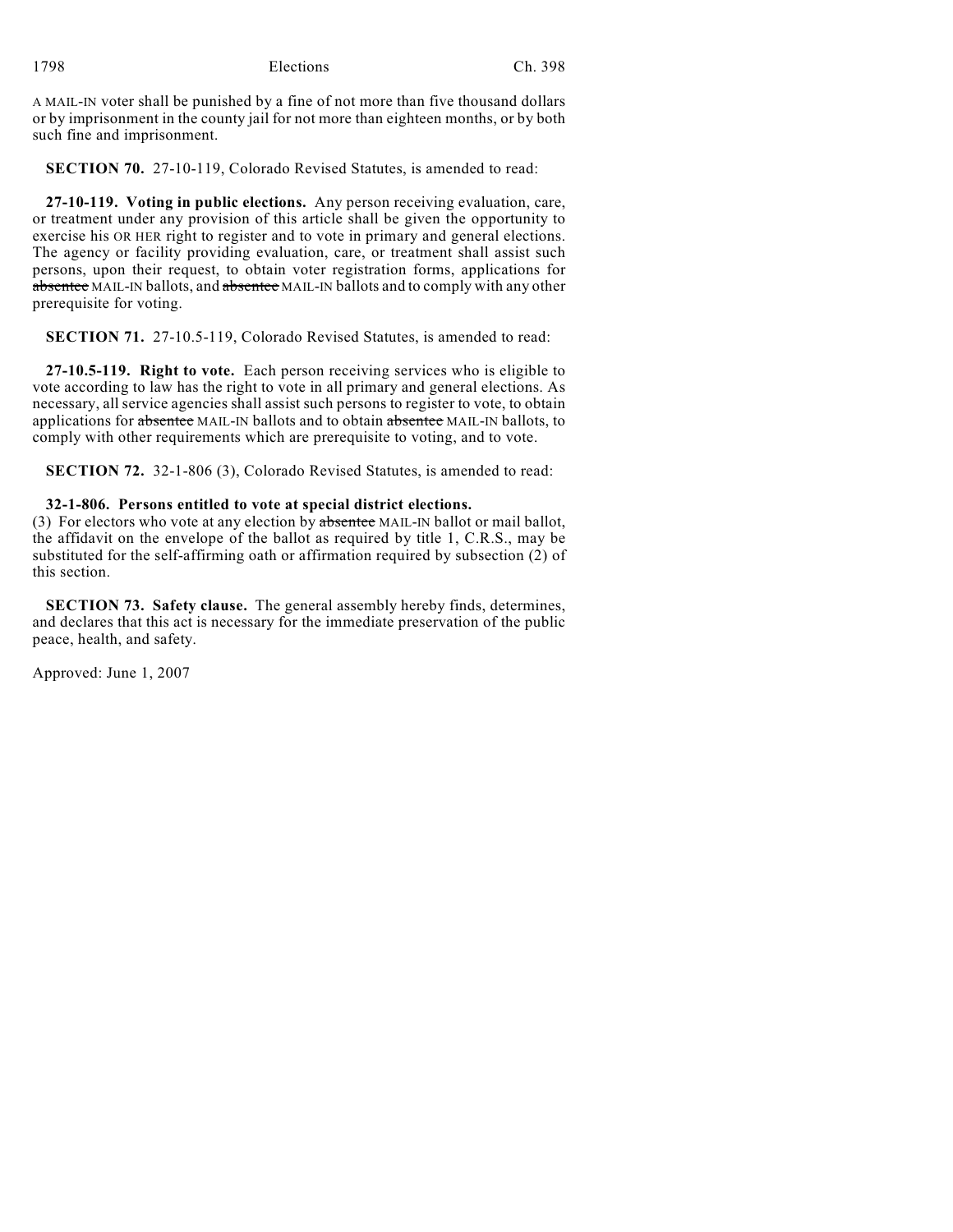A MAIL-IN voter shall be punished by a fine of not more than five thousand dollars or by imprisonment in the county jail for not more than eighteen months, or by both such fine and imprisonment.

**SECTION 70.** 27-10-119, Colorado Revised Statutes, is amended to read:

**27-10-119. Voting in public elections.** Any person receiving evaluation, care, or treatment under any provision of this article shall be given the opportunity to exercise his OR HER right to register and to vote in primary and general elections. The agency or facility providing evaluation, care, or treatment shall assist such persons, upon their request, to obtain voter registration forms, applications for ~~absentee~~ MAIL-IN ballots, and ~~absentee~~ MAIL-IN ballots and to comply with any other prerequisite for voting.

**SECTION 71.** 27-10.5-119, Colorado Revised Statutes, is amended to read:

**27-10.5-119. Right to vote.** Each person receiving services who is eligible to vote according to law has the right to vote in all primary and general elections. As necessary, all service agencies shall assist such persons to register to vote, to obtain applications for ~~absentee~~ MAIL-IN ballots and to obtain ~~absentee~~ MAIL-IN ballots, to comply with other requirements which are prerequisite to voting, and to vote.

**SECTION 72.** 32-1-806 (3), Colorado Revised Statutes, is amended to read:

**32-1-806. Persons entitled to vote at special district elections.**
(3) For electors who vote at any election by ~~absentee~~ MAIL-IN ballot or mail ballot, the affidavit on the envelope of the ballot as required by title 1, C.R.S., may be substituted for the self-affirming oath or affirmation required by subsection (2) of this section.

**SECTION 73. Safety clause.** The general assembly hereby finds, determines, and declares that this act is necessary for the immediate preservation of the public peace, health, and safety.

Approved: June 1, 2007